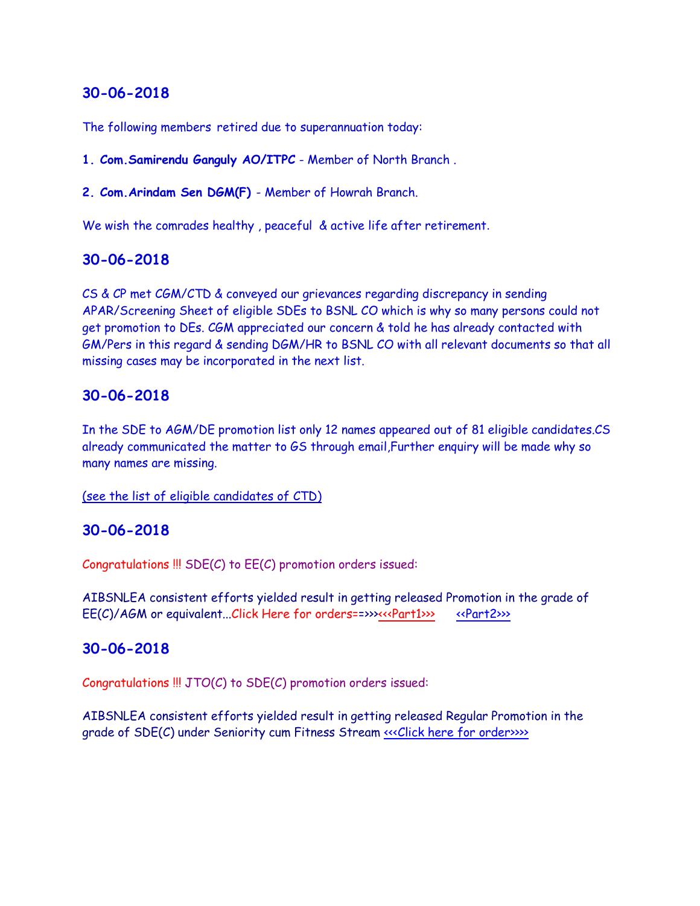## 30-06-2018

The following members retired due to superannuation today:

**1. Com.Samirendu Ganguly AO/ITPC** - Member of North Branch .

**2. Com.Arindam Sen DGM(F)** - Member of Howrah Branch.

We wish the comrades healthy , peaceful & active life after retirement.

## 30-06-2018

CS & CP met CGM/CTD & conveyed our grievances regarding discrepancy in sending APAR/Screening Sheet of eligible SDEs to BSNL CO which is why so many persons could not get promotion to DEs. CGM appreciated our concern & told he has already contacted with GM/Pers in this regard & sending DGM/HR to BSNL CO with all relevant documents so that all missing cases may be incorporated in the next list.

## 30-06-2018

In the SDE to AGM/DE promotion list only 12 names appeared out of 81 eligible candidates.CS already communicated the matter to GS through email,Further enquiry will be made why so many names are missing.

(see the list of eligible candidates of CTD)

## 30-06-2018

Congratulations !!! SDE(C) to EE(C) promotion orders issued:

AIBSNLEA consistent efforts yielded result in getting released Promotion in the grade of EE(C)/AGM or equivalent...Click Here for orders==>>><<<Part1>>> <<Part2>>>

## 30-06-2018

Congratulations !!! JTO(C) to SDE(C) promotion orders issued:

AIBSNLEA consistent efforts yielded result in getting released Regular Promotion in the grade of SDE(C) under Seniority cum Fitness Stream <<<Click here for order>>>>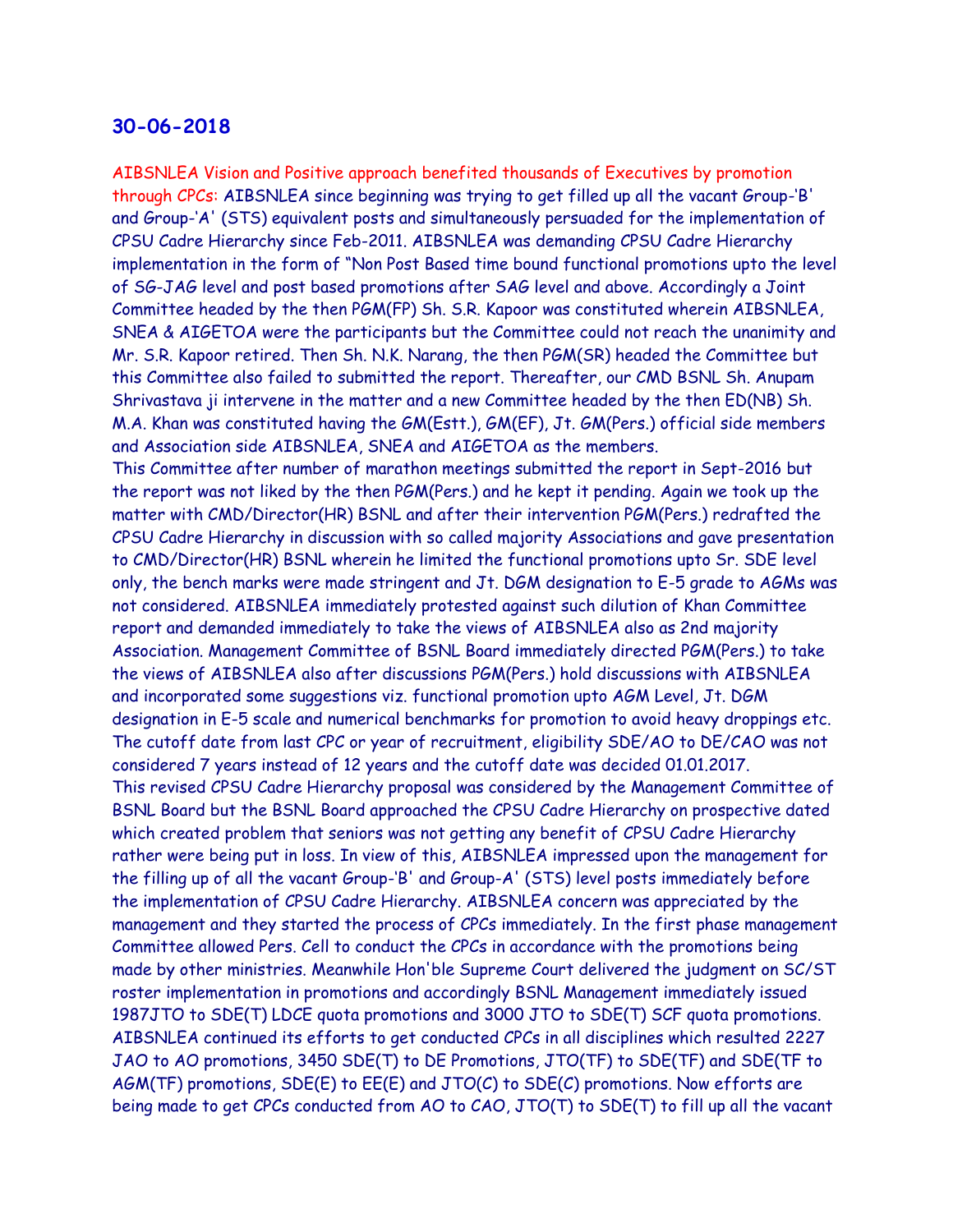## 30-06-2018

**AIBSNLEA Vision and Positive approach benefited thousands of Executives by promotion through CPCs:** AIBSNLEA since beginning was trying to get filled up all the vacant Group-'B' and Group-'A' (STS) equivalent posts and simultaneously persuaded for the implementation of CPSU Cadre Hierarchy since Feb-2011. AIBSNLEA was demanding CPSU Cadre Hierarchy implementation in the form of "Non Post Based time bound functional promotions upto the level of SG-JAG level and post based promotions after SAG level and above. Accordingly a Joint Committee headed by the then PGM(FP) Sh. S.R. Kapoor was constituted wherein AIBSNLEA, SNEA & AIGETOA were the participants but the Committee could not reach the unanimity and Mr. S.R. Kapoor retired. Then Sh. N.K. Narang, the then PGM(SR) headed the Committee but this Committee also failed to submitted the report. Thereafter, our CMD BSNL Sh. Anupam Shrivastava ji intervene in the matter and a new Committee headed by the then ED(NB) Sh. M.A. Khan was constituted having the GM(Estt.), GM(EF), Jt. GM(Pers.) official side members and Association side AIBSNLEA, SNEA and AIGETOA as the members.

This Committee after number of marathon meetings submitted the report in Sept-2016 but the report was not liked by the then PGM(Pers.) and he kept it pending. Again we took up the matter with CMD/Director(HR) BSNL and after their intervention PGM(Pers.) redrafted the CPSU Cadre Hierarchy in discussion with so called majority Associations and gave presentation to CMD/Director(HR) BSNL wherein he limited the functional promotions upto Sr. SDE level only, the bench marks were made stringent and Jt. DGM designation to E-5 grade to AGMs was not considered. AIBSNLEA immediately protested against such dilution of Khan Committee report and demanded immediately to take the views of AIBSNLEA also as 2nd majority Association. Management Committee of BSNL Board immediately directed PGM(Pers.) to take the views of AIBSNLEA also after discussions PGM(Pers.) hold discussions with AIBSNLEA and incorporated some suggestions viz. functional promotion upto AGM Level, Jt. DGM designation in E-5 scale and numerical benchmarks for promotion to avoid heavy droppings etc. The cutoff date from last CPC or year of recruitment, eligibility SDE/AO to DE/CAO was not considered 7 years instead of 12 years and the cutoff date was decided 01.01.2017.

This revised CPSU Cadre Hierarchy proposal was considered by the Management Committee of BSNL Board but the BSNL Board approached the CPSU Cadre Hierarchy on prospective dated which created problem that seniors was not getting any benefit of CPSU Cadre Hierarchy rather were being put in loss. In view of this, AIBSNLEA impressed upon the management for the filling up of all the vacant Group-'B' and Group-A' (STS) level posts immediately before the implementation of CPSU Cadre Hierarchy. AIBSNLEA concern was appreciated by the management and they started the process of CPCs immediately. In the first phase management Committee allowed Pers. Cell to conduct the CPCs in accordance with the promotions being made by other ministries. Meanwhile Hon'ble Supreme Court delivered the judgment on SC/ST roster implementation in promotions and accordingly BSNL Management immediately issued 1987JTO to SDE(T) LDCE quota promotions and 3000 JTO to SDE(T) SCF quota promotions. AIBSNLEA continued its efforts to get conducted CPCs in all disciplines which resulted 2227 JAO to AO promotions, 3450 SDE(T) to DE Promotions, JTO(TF) to SDE(TF) and SDE(TF to AGM(TF) promotions, SDE(E) to EE(E) and JTO(C) to SDE(C) promotions. Now efforts are being made to get CPCs conducted from AO to CAO, JTO(T) to SDE(T) to fill up all the vacant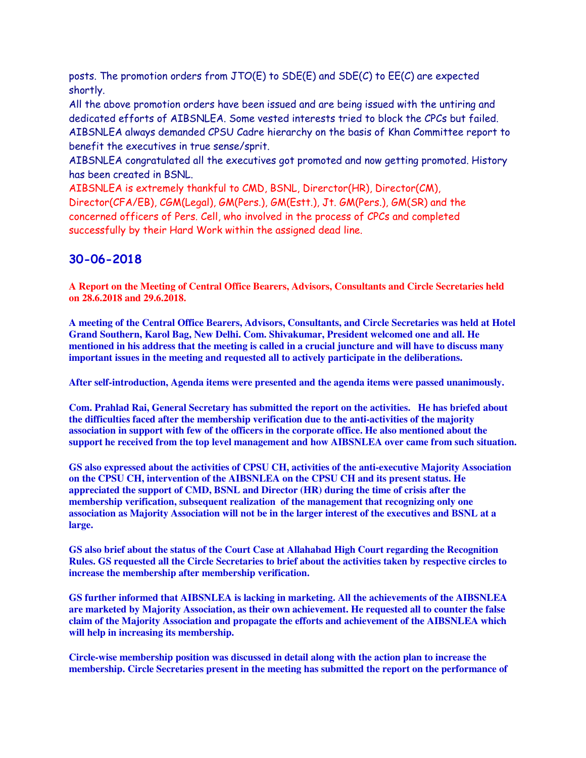posts. The promotion orders from JTO(E) to SDE(E) and SDE(C) to EE(C) are expected shortly.

All the above promotion orders have been issued and are being issued with the untiring and dedicated efforts of AIBSNLEA. Some vested interests tried to block the CPCs but failed. AIBSNLEA always demanded CPSU Cadre hierarchy on the basis of Khan Committee report to benefit the executives in true sense/sprit.

AIBSNLEA congratulated all the executives got promoted and now getting promoted. History has been created in BSNL.

AIBSNLEA is extremely thankful to CMD, BSNL, Direrctor(HR), Director(CM), Director(CFA/EB), CGM(Legal), GM(Pers.), GM(Estt.), Jt. GM(Pers.), GM(SR) and the concerned officers of Pers. Cell, who involved in the process of CPCs and completed successfully by their Hard Work within the assigned dead line.

## 30-06-2018

**A Report on the Meeting of Central Office Bearers, Advisors, Consultants and Circle Secretaries held on 28.6.2018 and 29.6.2018.**

**A meeting of the Central Office Bearers, Advisors, Consultants, and Circle Secretaries was held at Hotel Grand Southern, Karol Bag, New Delhi. Com. Shivakumar, President welcomed one and all. He mentioned in his address that the meeting is called in a crucial juncture and will have to discuss many important issues in the meeting and requested all to actively participate in the deliberations.**

**After self-introduction, Agenda items were presented and the agenda items were passed unanimously.**

**Com. Prahlad Rai, General Secretary has submitted the report on the activities. He has briefed about the difficulties faced after the membership verification due to the anti-activities of the majority association in support with few of the officers in the corporate office. He also mentioned about the support he received from the top level management and how AIBSNLEA over came from such situation.**

**GS also expressed about the activities of CPSU CH, activities of the anti-executive Majority Association on the CPSU CH, intervention of the AIBSNLEA on the CPSU CH and its present status. He appreciated the support of CMD, BSNL and Director (HR) during the time of crisis after the membership verification, subsequent realization of the management that recognizing only one association as Majority Association will not be in the larger interest of the executives and BSNL at a large.**

**GS also brief about the status of the Court Case at Allahabad High Court regarding the Recognition Rules. GS requested all the Circle Secretaries to brief about the activities taken by respective circles to increase the membership after membership verification.**

**GS further informed that AIBSNLEA is lacking in marketing. All the achievements of the AIBSNLEA are marketed by Majority Association, as their own achievement. He requested all to counter the false claim of the Majority Association and propagate the efforts and achievement of the AIBSNLEA which will help in increasing its membership.**

**Circle-wise membership position was discussed in detail along with the action plan to increase the membership. Circle Secretaries present in the meeting has submitted the report on the performance of**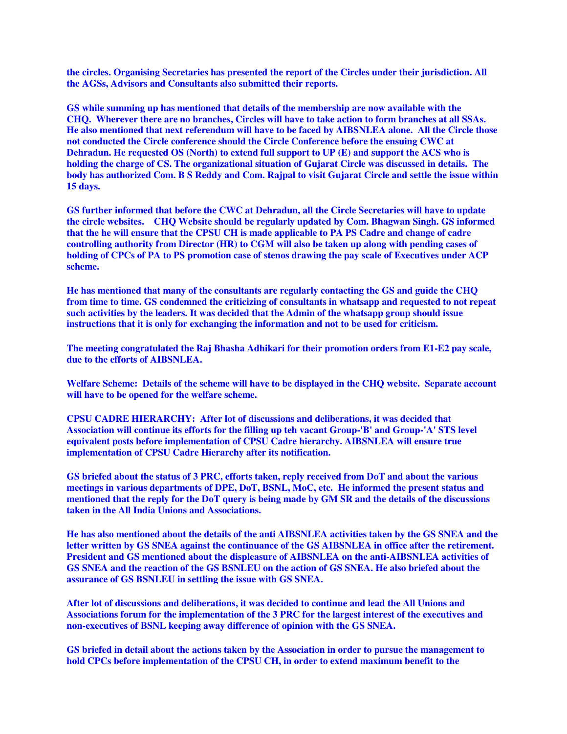**the circles. Organising Secretaries has presented the report of the Circles under their jurisdiction. All the AGSs, Advisors and Consultants also submitted their reports.**

**GS while summing up has mentioned that details of the membership are now available with the CHQ. Wherever there are no branches, Circles will have to take action to form branches at all SSAs. He also mentioned that next referendum will have to be faced by AIBSNLEA alone. All the Circle those not conducted the Circle conference should the Circle Conference before the ensuing CWC at Dehradun. He requested OS (North) to extend full support to UP (E) and support the ACS who is holding the charge of CS. The organizational situation of Gujarat Circle was discussed in details. The body has authorized Com. B S Reddy and Com. Rajpal to visit Gujarat Circle and settle the issue within 15 days.**

**GS further informed that before the CWC at Dehradun, all the Circle Secretaries will have to update the circle websites. CHQ Website should be regularly updated by Com. Bhagwan Singh. GS informed that the he will ensure that the CPSU CH is made applicable to PA PS Cadre and change of cadre controlling authority from Director (HR) to CGM will also be taken up along with pending cases of holding of CPCs of PA to PS promotion case of stenos drawing the pay scale of Executives under ACP scheme.**

**He has mentioned that many of the consultants are regularly contacting the GS and guide the CHQ from time to time. GS condemned the criticizing of consultants in whatsapp and requested to not repeat such activities by the leaders. It was decided that the Admin of the whatsapp group should issue instructions that it is only for exchanging the information and not to be used for criticism.**

**The meeting congratulated the Raj Bhasha Adhikari for their promotion orders from E1-E2 pay scale, due to the efforts of AIBSNLEA.**

**Welfare Scheme: Details of the scheme will have to be displayed in the CHQ website. Separate account will have to be opened for the welfare scheme.**

**CPSU CADRE HIERARCHY: After lot of discussions and deliberations, it was decided that Association will continue its efforts for the filling up teh vacant Group-'B' and Group-'A' STS level equivalent posts before implementation of CPSU Cadre hierarchy. AIBSNLEA will ensure true implementation of CPSU Cadre Hierarchy after its notification.**

**GS briefed about the status of 3 PRC, efforts taken, reply received from DoT and about the various meetings in various departments of DPE, DoT, BSNL, MoC, etc. He informed the present status and mentioned that the reply for the DoT query is being made by GM SR and the details of the discussions taken in the All India Unions and Associations.**

**He has also mentioned about the details of the anti AIBSNLEA activities taken by the GS SNEA and the letter written by GS SNEA against the continuance of the GS AIBSNLEA in office after the retirement. President and GS mentioned about the displeasure of AIBSNLEA on the anti-AIBSNLEA activities of GS SNEA and the reaction of the GS BSNLEU on the action of GS SNEA. He also briefed about the assurance of GS BSNLEU in settling the issue with GS SNEA.**

**After lot of discussions and deliberations, it was decided to continue and lead the All Unions and Associations forum for the implementation of the 3 PRC for the largest interest of the executives and non-executives of BSNL keeping away difference of opinion with the GS SNEA.**

**GS briefed in detail about the actions taken by the Association in order to pursue the management to hold CPCs before implementation of the CPSU CH, in order to extend maximum benefit to the**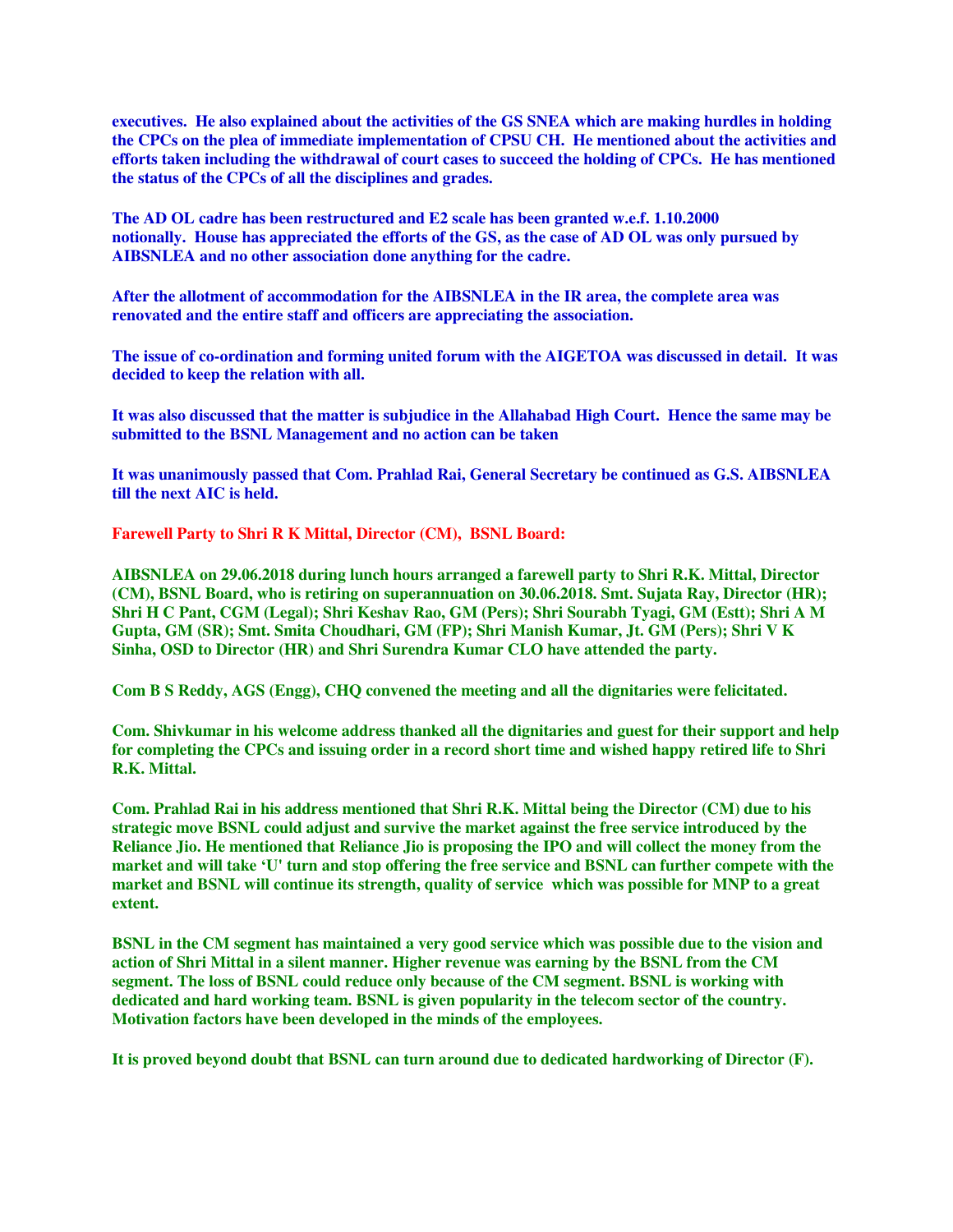**executives. He also explained about the activities of the GS SNEA which are making hurdles in holding the CPCs on the plea of immediate implementation of CPSU CH. He mentioned about the activities and efforts taken including the withdrawal of court cases to succeed the holding of CPCs. He has mentioned the status of the CPCs of all the disciplines and grades.**

**The AD OL cadre has been restructured and E2 scale has been granted w.e.f. 1.10.2000 notionally. House has appreciated the efforts of the GS, as the case of AD OL was only pursued by AIBSNLEA and no other association done anything for the cadre.**

**After the allotment of accommodation for the AIBSNLEA in the IR area, the complete area was renovated and the entire staff and officers are appreciating the association.**

**The issue of co-ordination and forming united forum with the AIGETOA was discussed in detail. It was decided to keep the relation with all.**

**It was also discussed that the matter is subjudice in the Allahabad High Court. Hence the same may be submitted to the BSNL Management and no action can be taken**

**It was unanimously passed that Com. Prahlad Rai, General Secretary be continued as G.S. AIBSNLEA till the next AIC is held.**

**Farewell Party to Shri R K Mittal, Director (CM), BSNL Board:**

**AIBSNLEA on 29.06.2018 during lunch hours arranged a farewell party to Shri R.K. Mittal, Director (CM), BSNL Board, who is retiring on superannuation on 30.06.2018. Smt. Sujata Ray, Director (HR); Shri H C Pant, CGM (Legal); Shri Keshav Rao, GM (Pers); Shri Sourabh Tyagi, GM (Estt); Shri A M Gupta, GM (SR); Smt. Smita Choudhari, GM (FP); Shri Manish Kumar, Jt. GM (Pers); Shri V K Sinha, OSD to Director (HR) and Shri Surendra Kumar CLO have attended the party.**

**Com B S Reddy, AGS (Engg), CHQ convened the meeting and all the dignitaries were felicitated.**

**Com. Shivkumar in his welcome address thanked all the dignitaries and guest for their support and help for completing the CPCs and issuing order in a record short time and wished happy retired life to Shri R.K. Mittal.**

**Com. Prahlad Rai in his address mentioned that Shri R.K. Mittal being the Director (CM) due to his strategic move BSNL could adjust and survive the market against the free service introduced by the Reliance Jio. He mentioned that Reliance Jio is proposing the IPO and will collect the money from the market and will take 'U' turn and stop offering the free service and BSNL can further compete with the market and BSNL will continue its strength, quality of service which was possible for MNP to a great extent.**

**BSNL in the CM segment has maintained a very good service which was possible due to the vision and action of Shri Mittal in a silent manner. Higher revenue was earning by the BSNL from the CM segment. The loss of BSNL could reduce only because of the CM segment. BSNL is working with dedicated and hard working team. BSNL is given popularity in the telecom sector of the country. Motivation factors have been developed in the minds of the employees.**

**It is proved beyond doubt that BSNL can turn around due to dedicated hardworking of Director (F).**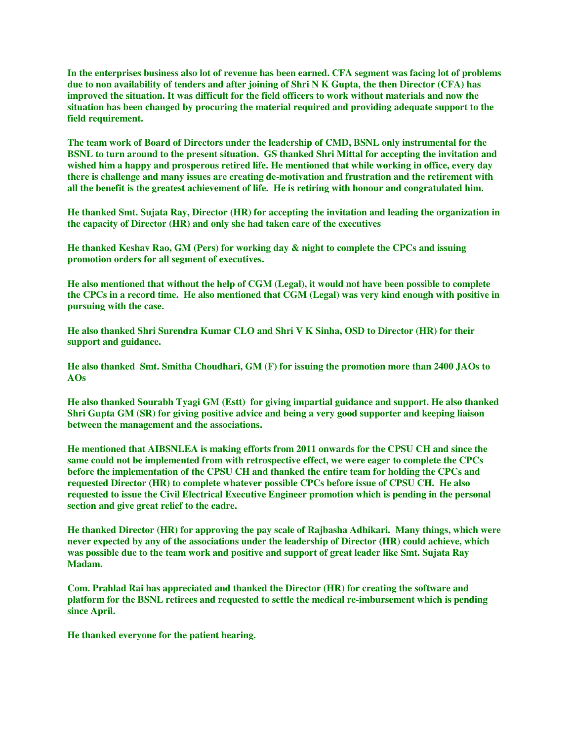**In the enterprises business also lot of revenue has been earned. CFA segment was facing lot of problems due to non availability of tenders and after joining of Shri N K Gupta, the then Director (CFA) has improved the situation. It was difficult for the field officers to work without materials and now the situation has been changed by procuring the material required and providing adequate support to the field requirement.**

**The team work of Board of Directors under the leadership of CMD, BSNL only instrumental for the BSNL to turn around to the present situation. GS thanked Shri Mittal for accepting the invitation and wished him a happy and prosperous retired life. He mentioned that while working in office, every day there is challenge and many issues are creating de-motivation and frustration and the retirement with all the benefit is the greatest achievement of life. He is retiring with honour and congratulated him.**

**He thanked Smt. Sujata Ray, Director (HR) for accepting the invitation and leading the organization in the capacity of Director (HR) and only she had taken care of the executives**

**He thanked Keshav Rao, GM (Pers) for working day & night to complete the CPCs and issuing promotion orders for all segment of executives.**

**He also mentioned that without the help of CGM (Legal), it would not have been possible to complete the CPCs in a record time. He also mentioned that CGM (Legal) was very kind enough with positive in pursuing with the case.**

**He also thanked Shri Surendra Kumar CLO and Shri V K Sinha, OSD to Director (HR) for their support and guidance.**

**He also thanked Smt. Smitha Choudhari, GM (F) for issuing the promotion more than 2400 JAOs to AOs**

**He also thanked Sourabh Tyagi GM (Estt) for giving impartial guidance and support. He also thanked Shri Gupta GM (SR) for giving positive advice and being a very good supporter and keeping liaison between the management and the associations.**

**He mentioned that AIBSNLEA is making efforts from 2011 onwards for the CPSU CH and since the same could not be implemented from with retrospective effect, we were eager to complete the CPCs before the implementation of the CPSU CH and thanked the entire team for holding the CPCs and requested Director (HR) to complete whatever possible CPCs before issue of CPSU CH. He also requested to issue the Civil Electrical Executive Engineer promotion which is pending in the personal section and give great relief to the cadre.**

**He thanked Director (HR) for approving the pay scale of Rajbasha Adhikari. Many things, which were never expected by any of the associations under the leadership of Director (HR) could achieve, which was possible due to the team work and positive and support of great leader like Smt. Sujata Ray Madam.**

**Com. Prahlad Rai has appreciated and thanked the Director (HR) for creating the software and platform for the BSNL retirees and requested to settle the medical re-imbursement which is pending since April.**

**He thanked everyone for the patient hearing.**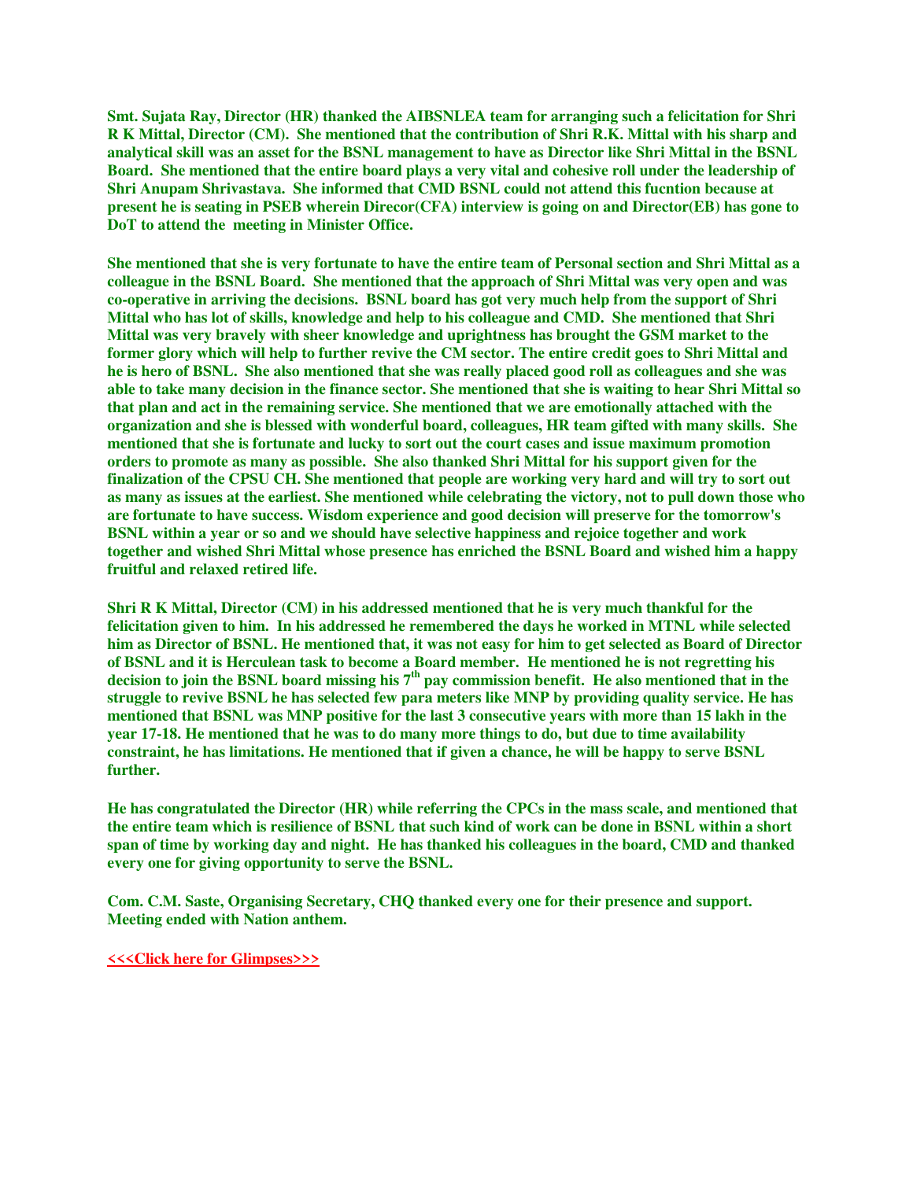**Smt. Sujata Ray, Director (HR) thanked the AIBSNLEA team for arranging such a felicitation for Shri R K Mittal, Director (CM). She mentioned that the contribution of Shri R.K. Mittal with his sharp and analytical skill was an asset for the BSNL management to have as Director like Shri Mittal in the BSNL Board. She mentioned that the entire board plays a very vital and cohesive roll under the leadership of Shri Anupam Shrivastava. She informed that CMD BSNL could not attend this fucntion because at present he is seating in PSEB wherein Direcor(CFA) interview is going on and Director(EB) has gone to DoT to attend the meeting in Minister Office.**

**She mentioned that she is very fortunate to have the entire team of Personal section and Shri Mittal as a colleague in the BSNL Board. She mentioned that the approach of Shri Mittal was very open and was co-operative in arriving the decisions. BSNL board has got very much help from the support of Shri Mittal who has lot of skills, knowledge and help to his colleague and CMD. She mentioned that Shri Mittal was very bravely with sheer knowledge and uprightness has brought the GSM market to the former glory which will help to further revive the CM sector. The entire credit goes to Shri Mittal and he is hero of BSNL. She also mentioned that she was really placed good roll as colleagues and she was able to take many decision in the finance sector. She mentioned that she is waiting to hear Shri Mittal so that plan and act in the remaining service. She mentioned that we are emotionally attached with the organization and she is blessed with wonderful board, colleagues, HR team gifted with many skills. She mentioned that she is fortunate and lucky to sort out the court cases and issue maximum promotion orders to promote as many as possible. She also thanked Shri Mittal for his support given for the finalization of the CPSU CH. She mentioned that people are working very hard and will try to sort out as many as issues at the earliest. She mentioned while celebrating the victory, not to pull down those who are fortunate to have success. Wisdom experience and good decision will preserve for the tomorrow's BSNL within a year or so and we should have selective happiness and rejoice together and work together and wished Shri Mittal whose presence has enriched the BSNL Board and wished him a happy fruitful and relaxed retired life.**

**Shri R K Mittal, Director (CM) in his addressed mentioned that he is very much thankful for the felicitation given to him. In his addressed he remembered the days he worked in MTNL while selected him as Director of BSNL. He mentioned that, it was not easy for him to get selected as Board of Director of BSNL and it is Herculean task to become a Board member. He mentioned he is not regretting his decision to join the BSNL board missing his 7th pay commission benefit. He also mentioned that in the struggle to revive BSNL he has selected few para meters like MNP by providing quality service. He has mentioned that BSNL was MNP positive for the last 3 consecutive years with more than 15 lakh in the year 17-18. He mentioned that he was to do many more things to do, but due to time availability constraint, he has limitations. He mentioned that if given a chance, he will be happy to serve BSNL further.**

**He has congratulated the Director (HR) while referring the CPCs in the mass scale, and mentioned that the entire team which is resilience of BSNL that such kind of work can be done in BSNL within a short span of time by working day and night. He has thanked his colleagues in the board, CMD and thanked every one for giving opportunity to serve the BSNL.**

**Com. C.M. Saste, Organising Secretary, CHQ thanked every one for their presence and support. Meeting ended with Nation anthem.**

**<<<Click here for Glimpses>>>**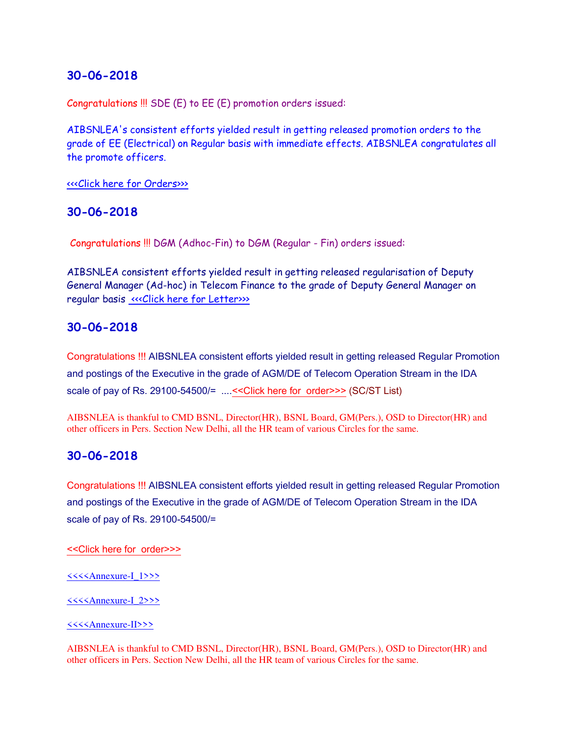## 30-06-2018

Congratulations !!! SDE (E) to EE (E) promotion orders issued:

AIBSNLEA's consistent efforts yielded result in getting released promotion orders to the grade of EE (Electrical) on Regular basis with immediate effects. AIBSNLEA congratulates all the promote officers.

<<<Click here for Orders>>>

## 30-06-2018

Congratulations !!! DGM (Adhoc-Fin) to DGM (Regular - Fin) orders issued:

AIBSNLEA consistent efforts yielded result in getting released regularisation of Deputy General Manager (Ad-hoc) in Telecom Finance to the grade of Deputy General Manager on regular basis <<<Click here for Letter>>>

## 30-06-2018

Congratulations !!! AIBSNLEA consistent efforts yielded result in getting released Regular Promotion and postings of the Executive in the grade of AGM/DE of Telecom Operation Stream in the IDA scale of pay of Rs. 29100-54500/= ....<<Click here for order>>> (SC/ST List)

AIBSNLEA is thankful to CMD BSNL, Director(HR), BSNL Board, GM(Pers.), OSD to Director(HR) and other officers in Pers. Section New Delhi, all the HR team of various Circles for the same.

## 30-06-2018

Congratulations !!! AIBSNLEA consistent efforts yielded result in getting released Regular Promotion and postings of the Executive in the grade of AGM/DE of Telecom Operation Stream in the IDA scale of pay of Rs. 29100-54500/=

<<Click here for order>>>

<<<<Annexure-I_1>>>

<<<<Annexure-I_2>>>

<<<<Annexure-II>>>

AIBSNLEA is thankful to CMD BSNL, Director(HR), BSNL Board, GM(Pers.), OSD to Director(HR) and other officers in Pers. Section New Delhi, all the HR team of various Circles for the same.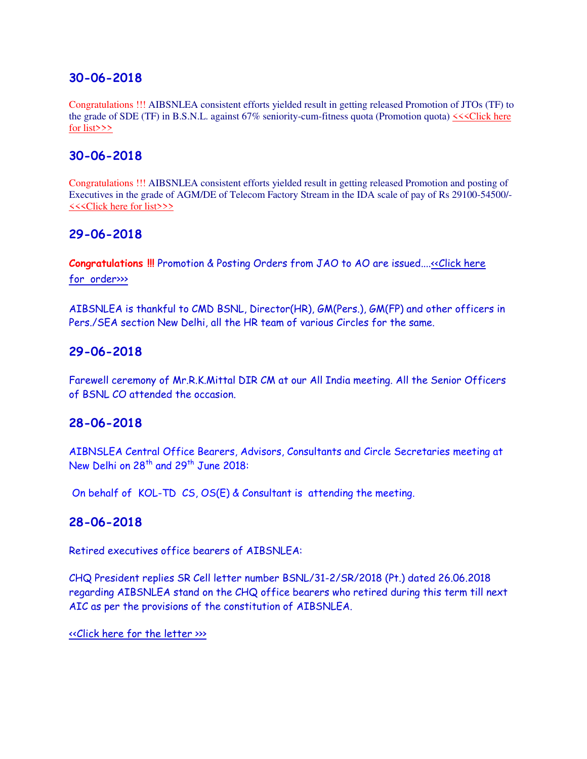## 30-06-2018

Congratulations !!! AIBSNLEA consistent efforts yielded result in getting released Promotion of JTOs (TF) to the grade of SDE (TF) in B.S.N.L. against 67% seniority-cum-fitness quota (Promotion quota) <<<Click here for list>>>

## 30-06-2018

Congratulations !!! AIBSNLEA consistent efforts yielded result in getting released Promotion and posting of Executives in the grade of AGM/DE of Telecom Factory Stream in the IDA scale of pay of Rs 29100-54500/- <<<Click here for list>>>

## 29-06-2018

**Congratulations !!!** Promotion & Posting Orders from JAO to AO are issued....<<Click here for order>>>

AIBSNLEA is thankful to CMD BSNL, Director(HR), GM(Pers.), GM(FP) and other officers in Pers./SEA section New Delhi, all the HR team of various Circles for the same.

## 29-06-2018

Farewell ceremony of Mr.R.K.Mittal DIR CM at our All India meeting. All the Senior Officers of BSNL CO attended the occasion.

## 28-06-2018

AIBNSLEA Central Office Bearers, Advisors, Consultants and Circle Secretaries meeting at New Delhi on 28th and 29th June 2018:

On behalf of KOL-TD CS, OS(E) & Consultant is attending the meeting.

## 28-06-2018

Retired executives office bearers of AIBSNLEA:

CHQ President replies SR Cell letter number BSNL/31-2/SR/2018 (Pt.) dated 26.06.2018 regarding AIBSNLEA stand on the CHQ office bearers who retired during this term till next AIC as per the provisions of the constitution of AIBSNLEA.

<<Click here for the letter >>>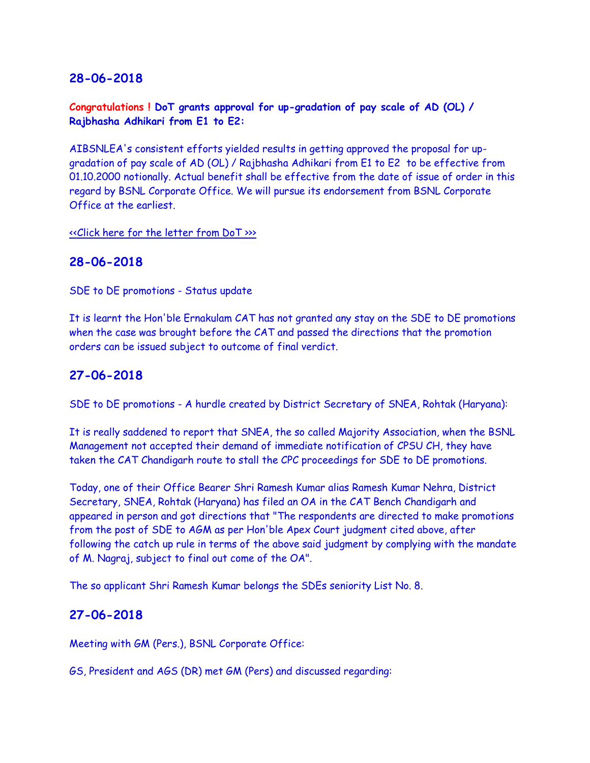## 28-06-2018

**Congratulations ! DoT grants approval for up-gradation of pay scale of AD (OL) / Rajbhasha Adhikari from E1 to E2:**

AIBSNLEA's consistent efforts yielded results in getting approved the proposal for up-gradation of pay scale of AD (OL) / Rajbhasha Adhikari from E1 to E2 to be effective from 01.10.2000 notionally. Actual benefit shall be effective from the date of issue of order in this regard by BSNL Corporate Office. We will pursue its endorsement from BSNL Corporate Office at the earliest.

<<Click here for the letter from DoT >>>

## 28-06-2018

SDE to DE promotions - Status update

It is learnt the Hon'ble Ernakulam CAT has not granted any stay on the SDE to DE promotions when the case was brought before the CAT and passed the directions that the promotion orders can be issued subject to outcome of final verdict.

## 27-06-2018

SDE to DE promotions - A hurdle created by District Secretary of SNEA, Rohtak (Haryana):

It is really saddened to report that SNEA, the so called Majority Association, when the BSNL Management not accepted their demand of immediate notification of CPSU CH, they have taken the CAT Chandigarh route to stall the CPC proceedings for SDE to DE promotions.

Today, one of their Office Bearer Shri Ramesh Kumar alias Ramesh Kumar Nehra, District Secretary, SNEA, Rohtak (Haryana) has filed an OA in the CAT Bench Chandigarh and appeared in person and got directions that "The respondents are directed to make promotions from the post of SDE to AGM as per Hon'ble Apex Court judgment cited above, after following the catch up rule in terms of the above said judgment by complying with the mandate of M. Nagraj, subject to final out come of the OA".

The so applicant Shri Ramesh Kumar belongs the SDEs seniority List No. 8.

## 27-06-2018

Meeting with GM (Pers.), BSNL Corporate Office:

GS, President and AGS (DR) met GM (Pers) and discussed regarding: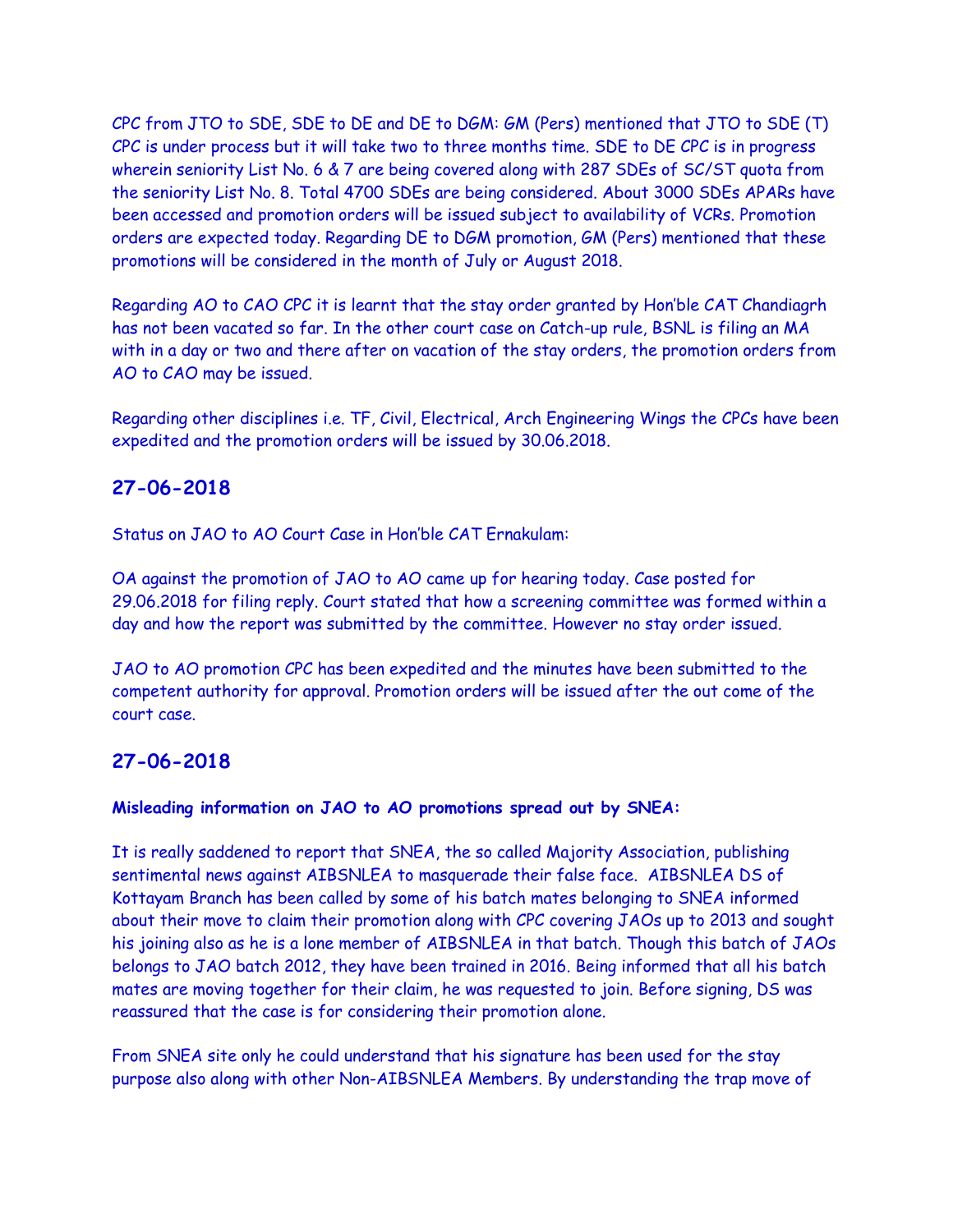CPC from JTO to SDE, SDE to DE and DE to DGM: GM (Pers) mentioned that JTO to SDE (T) CPC is under process but it will take two to three months time. SDE to DE CPC is in progress wherein seniority List No. 6 & 7 are being covered along with 287 SDEs of SC/ST quota from the seniority List No. 8. Total 4700 SDEs are being considered. About 3000 SDEs APARs have been accessed and promotion orders will be issued subject to availability of VCRs. Promotion orders are expected today. Regarding DE to DGM promotion, GM (Pers) mentioned that these promotions will be considered in the month of July or August 2018.

Regarding AO to CAO CPC it is learnt that the stay order granted by Hon'ble CAT Chandiagrh has not been vacated so far. In the other court case on Catch-up rule, BSNL is filing an MA with in a day or two and there after on vacation of the stay orders, the promotion orders from AO to CAO may be issued.

Regarding other disciplines i.e. TF, Civil, Electrical, Arch Engineering Wings the CPCs have been expedited and the promotion orders will be issued by 30.06.2018.

## 27-06-2018

Status on JAO to AO Court Case in Hon'ble CAT Ernakulam:

OA against the promotion of JAO to AO came up for hearing today. Case posted for 29.06.2018 for filing reply. Court stated that how a screening committee was formed within a day and how the report was submitted by the committee. However no stay order issued.

JAO to AO promotion CPC has been expedited and the minutes have been submitted to the competent authority for approval. Promotion orders will be issued after the out come of the court case.

## 27-06-2018

**Misleading information on JAO to AO promotions spread out by SNEA:**

It is really saddened to report that SNEA, the so called Majority Association, publishing sentimental news against AIBSNLEA to masquerade their false face. AIBSNLEA DS of Kottayam Branch has been called by some of his batch mates belonging to SNEA informed about their move to claim their promotion along with CPC covering JAOs up to 2013 and sought his joining also as he is a lone member of AIBSNLEA in that batch. Though this batch of JAOs belongs to JAO batch 2012, they have been trained in 2016. Being informed that all his batch mates are moving together for their claim, he was requested to join. Before signing, DS was reassured that the case is for considering their promotion alone.

From SNEA site only he could understand that his signature has been used for the stay purpose also along with other Non-AIBSNLEA Members. By understanding the trap move of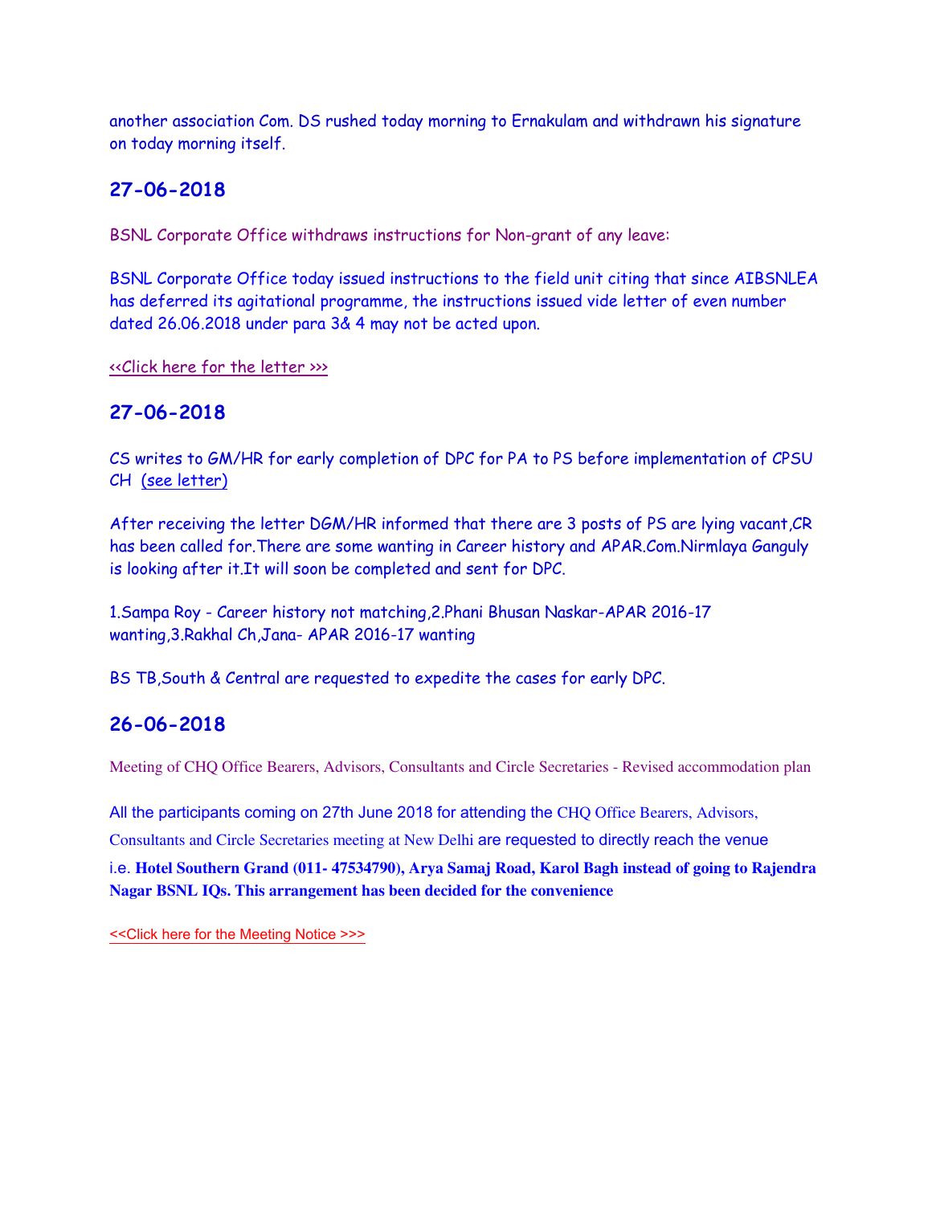another association Com. DS rushed today morning to Ernakulam and withdrawn his signature on today morning itself.

## 27-06-2018

BSNL Corporate Office withdraws instructions for Non-grant of any leave:

BSNL Corporate Office today issued instructions to the field unit citing that since AIBSNLEA has deferred its agitational programme, the instructions issued vide letter of even number dated 26.06.2018 under para 3& 4 may not be acted upon.

<<Click here for the letter >>>

## 27-06-2018

CS writes to GM/HR for early completion of DPC for PA to PS before implementation of CPSU CH (see letter)

After receiving the letter DGM/HR informed that there are 3 posts of PS are lying vacant,CR has been called for.There are some wanting in Career history and APAR.Com.Nirmlaya Ganguly is looking after it.It will soon be completed and sent for DPC.

1.Sampa Roy - Career history not matching,2.Phani Bhusan Naskar-APAR 2016-17 wanting,3.Rakhal Ch,Jana- APAR 2016-17 wanting

BS TB,South & Central are requested to expedite the cases for early DPC.

## 26-06-2018

Meeting of CHQ Office Bearers, Advisors, Consultants and Circle Secretaries - Revised accommodation plan

All the participants coming on 27th June 2018 for attending the CHQ Office Bearers, Advisors, Consultants and Circle Secretaries meeting at New Delhi are requested to directly reach the venue i.e. **Hotel Southern Grand (011- 47534790), Arya Samaj Road, Karol Bagh instead of going to Rajendra Nagar BSNL IQs. This arrangement has been decided for the convenience**

<<Click here for the Meeting Notice >>>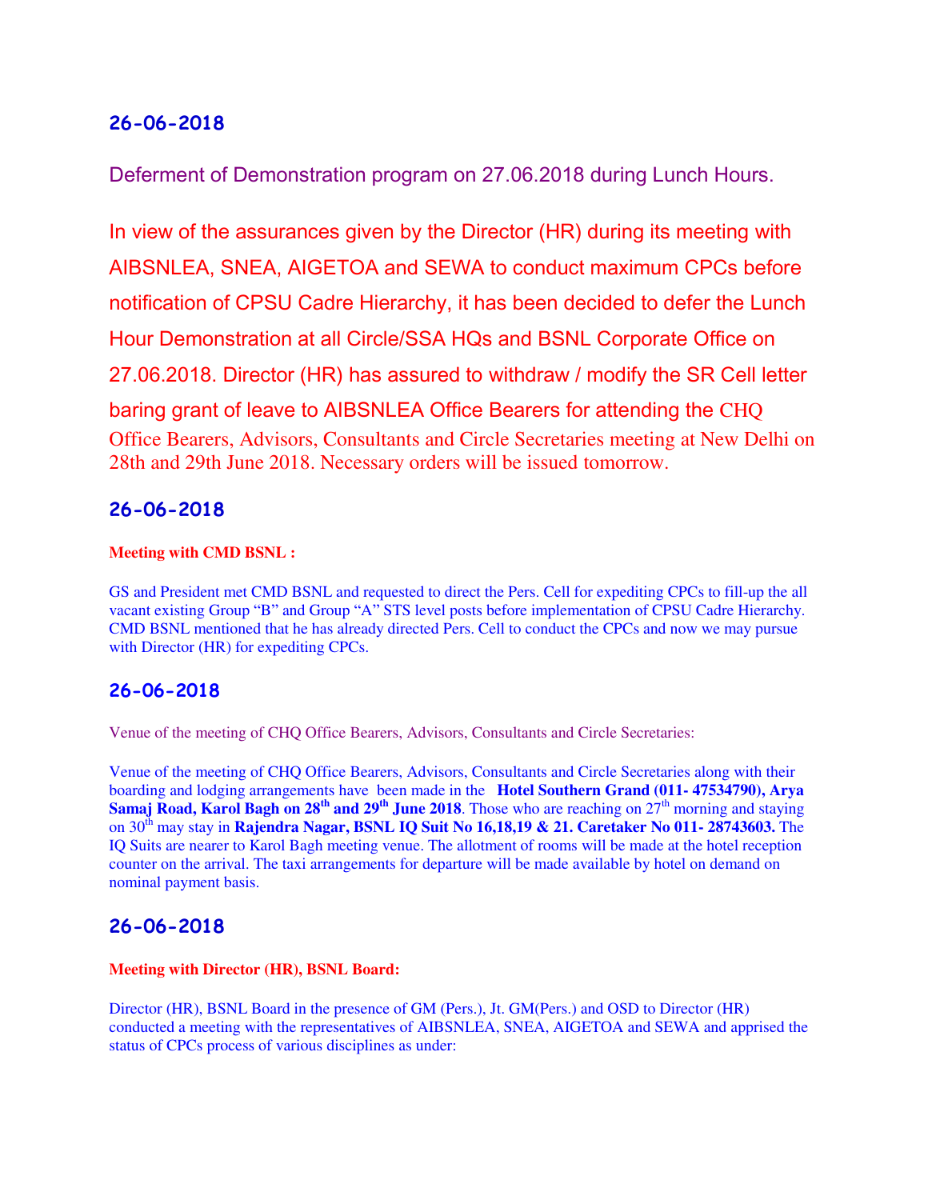## 26-06-2018

### Deferment of Demonstration program on 27.06.2018 during Lunch Hours.

In view of the assurances given by the Director (HR) during its meeting with AIBSNLEA, SNEA, AIGETOA and SEWA to conduct maximum CPCs before notification of CPSU Cadre Hierarchy, it has been decided to defer the Lunch Hour Demonstration at all Circle/SSA HQs and BSNL Corporate Office on 27.06.2018. Director (HR) has assured to withdraw / modify the SR Cell letter baring grant of leave to AIBSNLEA Office Bearers for attending the CHQ Office Bearers, Advisors, Consultants and Circle Secretaries meeting at New Delhi on 28th and 29th June 2018. Necessary orders will be issued tomorrow.

## 26-06-2018

**Meeting with CMD BSNL :**

GS and President met CMD BSNL and requested to direct the Pers. Cell for expediting CPCs to fill-up the all vacant existing Group "B" and Group "A" STS level posts before implementation of CPSU Cadre Hierarchy. CMD BSNL mentioned that he has already directed Pers. Cell to conduct the CPCs and now we may pursue with Director (HR) for expediting CPCs.

## 26-06-2018

Venue of the meeting of CHQ Office Bearers, Advisors, Consultants and Circle Secretaries:

Venue of the meeting of CHQ Office Bearers, Advisors, Consultants and Circle Secretaries along with their boarding and lodging arrangements have been made in the **Hotel Southern Grand (011- 47534790), Arya Samaj Road, Karol Bagh on 28th and 29th June 2018**. Those who are reaching on 27th morning and staying on 30th may stay in **Rajendra Nagar, BSNL IQ Suit No 16,18,19 & 21. Caretaker No 011- 28743603.** The IQ Suits are nearer to Karol Bagh meeting venue. The allotment of rooms will be made at the hotel reception counter on the arrival. The taxi arrangements for departure will be made available by hotel on demand on nominal payment basis.

## 26-06-2018

**Meeting with Director (HR), BSNL Board:**

Director (HR), BSNL Board in the presence of GM (Pers.), Jt. GM(Pers.) and OSD to Director (HR) conducted a meeting with the representatives of AIBSNLEA, SNEA, AIGETOA and SEWA and apprised the status of CPCs process of various disciplines as under: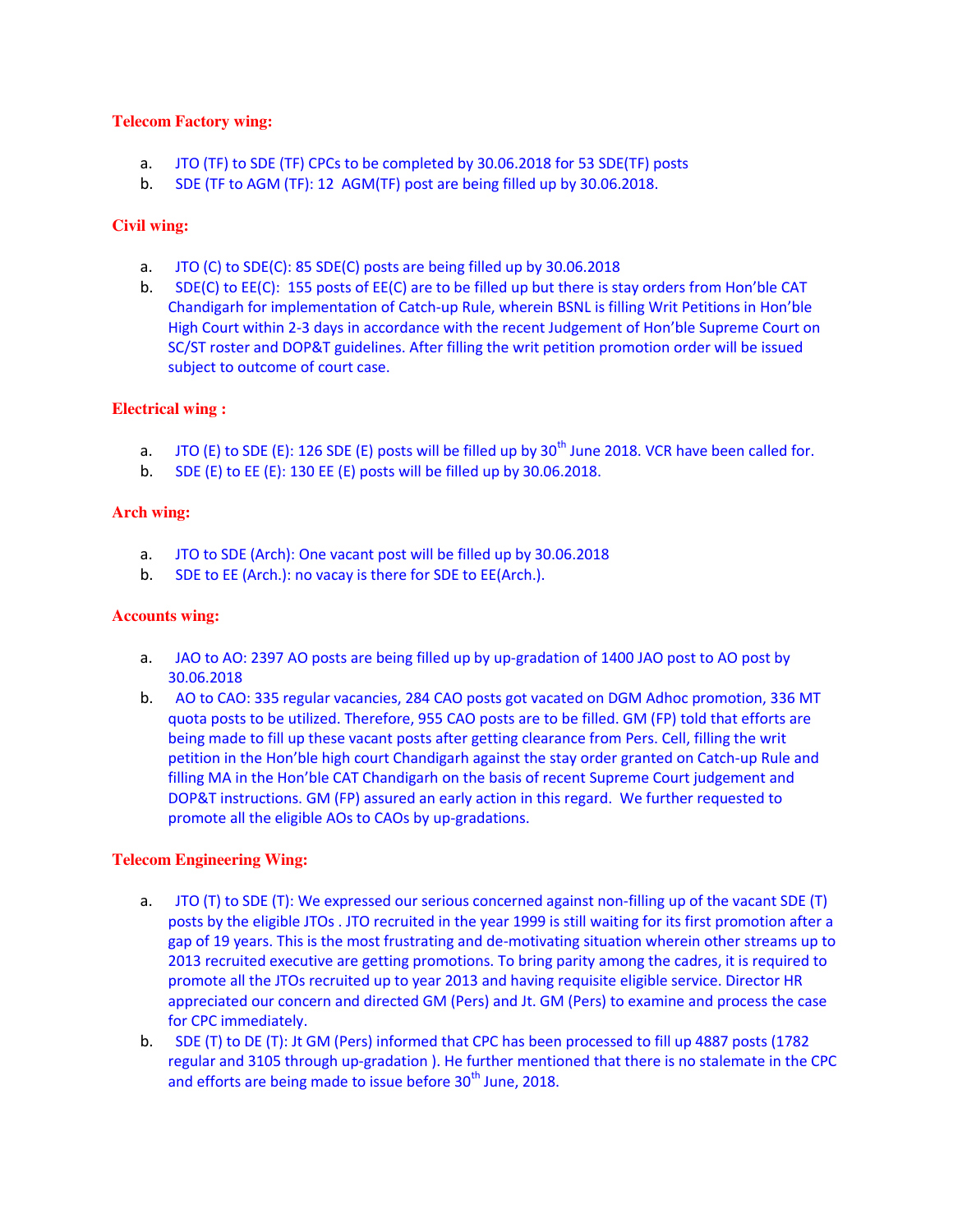**Telecom Factory wing:**

a. JTO (TF) to SDE (TF) CPCs to be completed by 30.06.2018 for 53 SDE(TF) posts
b. SDE (TF to AGM (TF): 12 AGM(TF) post are being filled up by 30.06.2018.

**Civil wing:**

a. JTO (C) to SDE(C): 85 SDE(C) posts are being filled up by 30.06.2018
b. SDE(C) to EE(C): 155 posts of EE(C) are to be filled up but there is stay orders from Hon'ble CAT Chandigarh for implementation of Catch-up Rule, wherein BSNL is filling Writ Petitions in Hon'ble High Court within 2-3 days in accordance with the recent Judgement of Hon'ble Supreme Court on SC/ST roster and DOP&T guidelines. After filling the writ petition promotion order will be issued subject to outcome of court case.

**Electrical wing :**

a. JTO (E) to SDE (E): 126 SDE (E) posts will be filled up by 30th June 2018. VCR have been called for.
b. SDE (E) to EE (E): 130 EE (E) posts will be filled up by 30.06.2018.

**Arch wing:**

a. JTO to SDE (Arch): One vacant post will be filled up by 30.06.2018
b. SDE to EE (Arch.): no vacay is there for SDE to EE(Arch.).

**Accounts wing:**

a. JAO to AO: 2397 AO posts are being filled up by up-gradation of 1400 JAO post to AO post by 30.06.2018
b. AO to CAO: 335 regular vacancies, 284 CAO posts got vacated on DGM Adhoc promotion, 336 MT quota posts to be utilized. Therefore, 955 CAO posts are to be filled. GM (FP) told that efforts are being made to fill up these vacant posts after getting clearance from Pers. Cell, filling the writ petition in the Hon'ble high court Chandigarh against the stay order granted on Catch-up Rule and filling MA in the Hon'ble CAT Chandigarh on the basis of recent Supreme Court judgement and DOP&T instructions. GM (FP) assured an early action in this regard. We further requested to promote all the eligible AOs to CAOs by up-gradations.

**Telecom Engineering Wing:**

a. JTO (T) to SDE (T): We expressed our serious concerned against non-filling up of the vacant SDE (T) posts by the eligible JTOs . JTO recruited in the year 1999 is still waiting for its first promotion after a gap of 19 years. This is the most frustrating and de-motivating situation wherein other streams up to 2013 recruited executive are getting promotions. To bring parity among the cadres, it is required to promote all the JTOs recruited up to year 2013 and having requisite eligible service. Director HR appreciated our concern and directed GM (Pers) and Jt. GM (Pers) to examine and process the case for CPC immediately.
b. SDE (T) to DE (T): Jt GM (Pers) informed that CPC has been processed to fill up 4887 posts (1782 regular and 3105 through up-gradation ). He further mentioned that there is no stalemate in the CPC and efforts are being made to issue before 30th June, 2018.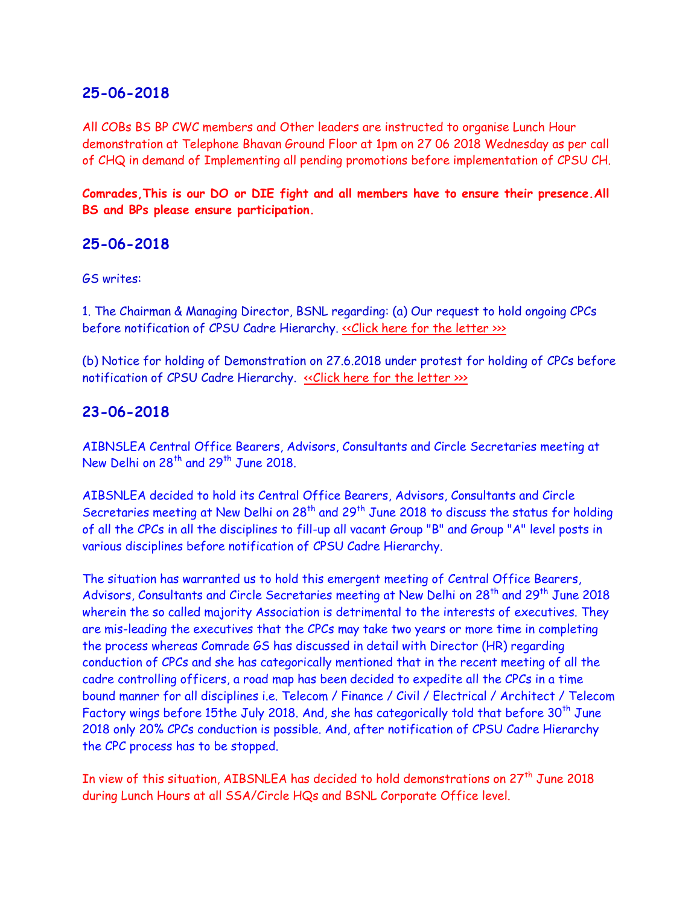## 25-06-2018

All COBs BS BP CWC members and Other leaders are instructed to organise Lunch Hour demonstration at Telephone Bhavan Ground Floor at 1pm on 27 06 2018 Wednesday as per call of CHQ in demand of Implementing all pending promotions before implementation of CPSU CH.

**Comrades,This is our DO or DIE fight and all members have to ensure their presence.All BS and BPs please ensure participation.**

## 25-06-2018

GS writes:

1. The Chairman & Managing Director, BSNL regarding: (a) Our request to hold ongoing CPCs before notification of CPSU Cadre Hierarchy. <<Click here for the letter >>>

(b) Notice for holding of Demonstration on 27.6.2018 under protest for holding of CPCs before notification of CPSU Cadre Hierarchy. <<Click here for the letter >>>

## 23-06-2018

AIBNSLEA Central Office Bearers, Advisors, Consultants and Circle Secretaries meeting at New Delhi on 28th and 29th June 2018.

AIBSNLEA decided to hold its Central Office Bearers, Advisors, Consultants and Circle Secretaries meeting at New Delhi on 28th and 29th June 2018 to discuss the status for holding of all the CPCs in all the disciplines to fill-up all vacant Group "B" and Group "A" level posts in various disciplines before notification of CPSU Cadre Hierarchy.

The situation has warranted us to hold this emergent meeting of Central Office Bearers, Advisors, Consultants and Circle Secretaries meeting at New Delhi on 28th and 29th June 2018 wherein the so called majority Association is detrimental to the interests of executives. They are mis-leading the executives that the CPCs may take two years or more time in completing the process whereas Comrade GS has discussed in detail with Director (HR) regarding conduction of CPCs and she has categorically mentioned that in the recent meeting of all the cadre controlling officers, a road map has been decided to expedite all the CPCs in a time bound manner for all disciplines i.e. Telecom / Finance / Civil / Electrical / Architect / Telecom Factory wings before 15the July 2018. And, she has categorically told that before 30th June 2018 only 20% CPCs conduction is possible. And, after notification of CPSU Cadre Hierarchy the CPC process has to be stopped.

In view of this situation, AIBSNLEA has decided to hold demonstrations on 27th June 2018 during Lunch Hours at all SSA/Circle HQs and BSNL Corporate Office level.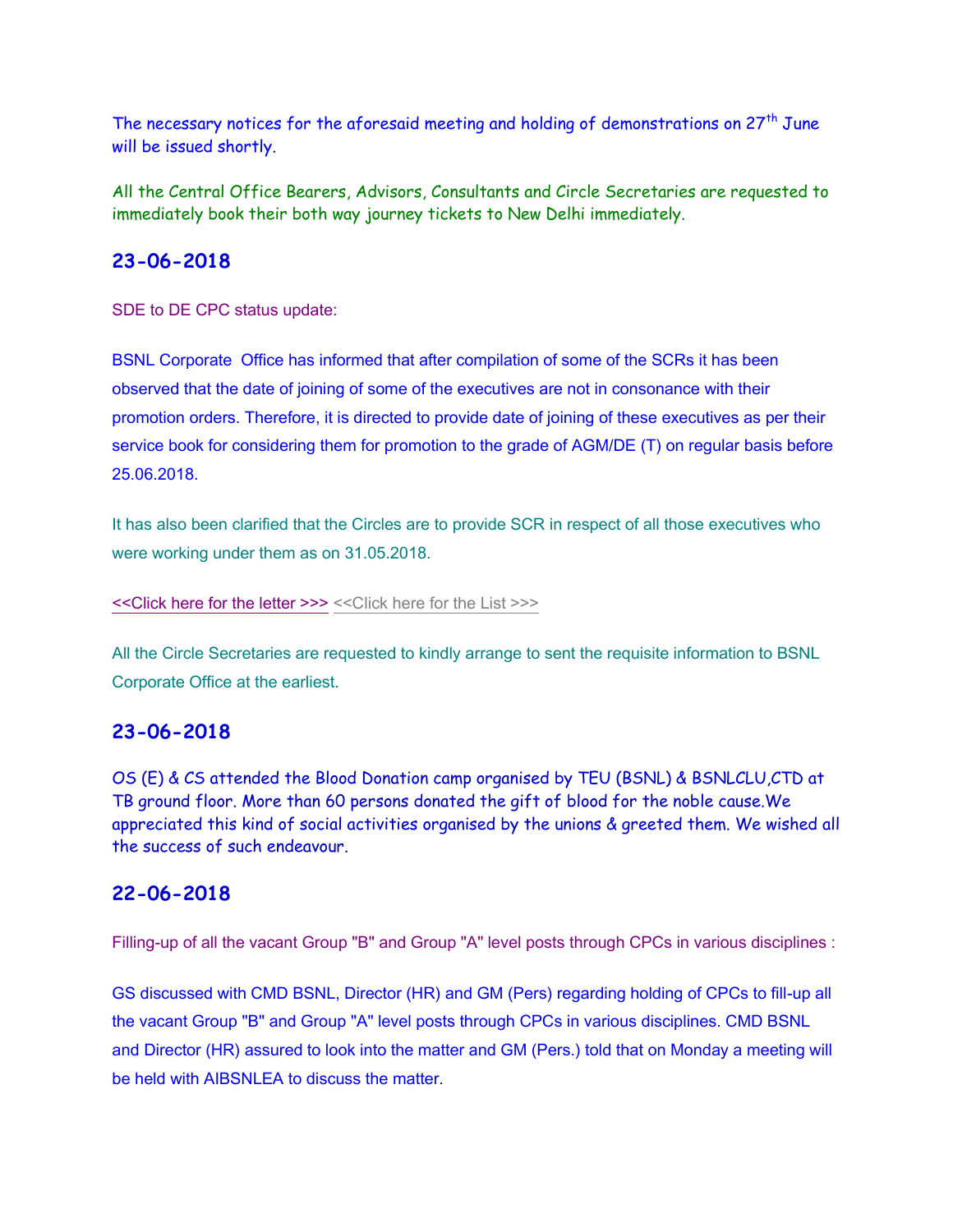The necessary notices for the aforesaid meeting and holding of demonstrations on 27th June will be issued shortly.

All the Central Office Bearers, Advisors, Consultants and Circle Secretaries are requested to immediately book their both way journey tickets to New Delhi immediately.

## 23-06-2018

SDE to DE CPC status update:

BSNL Corporate Office has informed that after compilation of some of the SCRs it has been observed that the date of joining of some of the executives are not in consonance with their promotion orders. Therefore, it is directed to provide date of joining of these executives as per their service book for considering them for promotion to the grade of AGM/DE (T) on regular basis before 25.06.2018.

It has also been clarified that the Circles are to provide SCR in respect of all those executives who were working under them as on 31.05.2018.

<<Click here for the letter >>> <<Click here for the List >>>

All the Circle Secretaries are requested to kindly arrange to sent the requisite information to BSNL Corporate Office at the earliest.

## 23-06-2018

OS (E) & CS attended the Blood Donation camp organised by TEU (BSNL) & BSNLCLU,CTD at TB ground floor. More than 60 persons donated the gift of blood for the noble cause.We appreciated this kind of social activities organised by the unions & greeted them. We wished all the success of such endeavour.

## 22-06-2018

Filling-up of all the vacant Group "B" and Group "A" level posts through CPCs in various disciplines :

GS discussed with CMD BSNL, Director (HR) and GM (Pers) regarding holding of CPCs to fill-up all the vacant Group "B" and Group "A" level posts through CPCs in various disciplines. CMD BSNL and Director (HR) assured to look into the matter and GM (Pers.) told that on Monday a meeting will be held with AIBSNLEA to discuss the matter.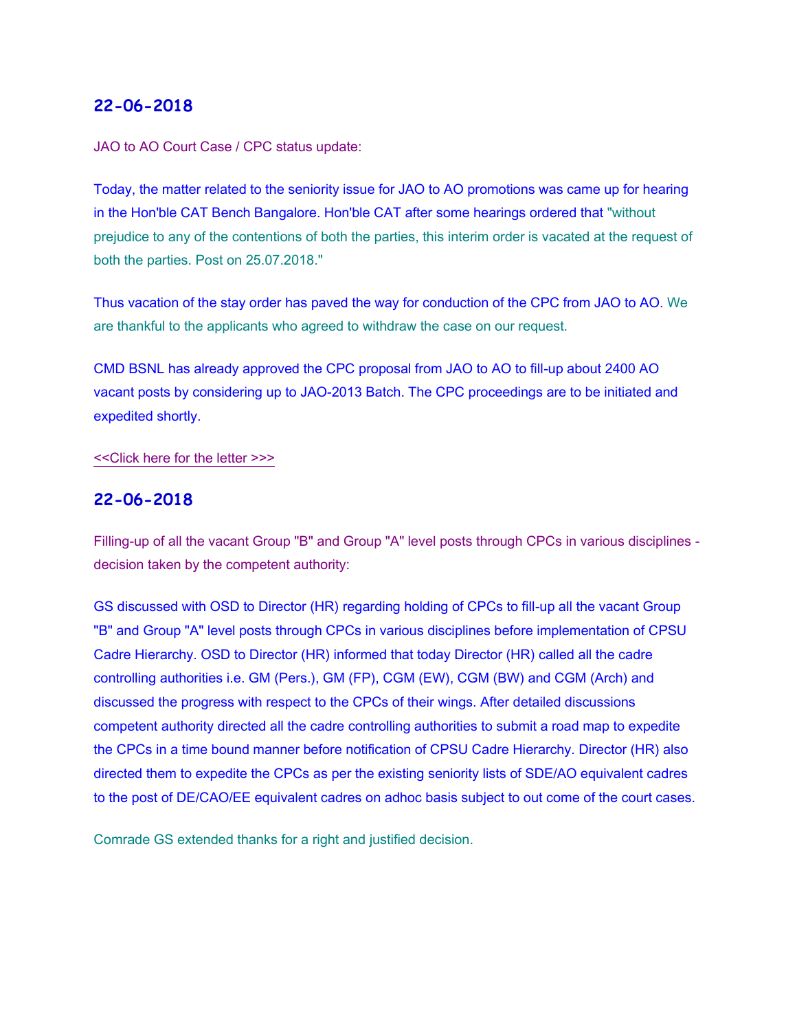## 22-06-2018

JAO to AO Court Case / CPC status update:

Today, the matter related to the seniority issue for JAO to AO promotions was came up for hearing in the Hon'ble CAT Bench Bangalore. Hon'ble CAT after some hearings ordered that "without prejudice to any of the contentions of both the parties, this interim order is vacated at the request of both the parties. Post on 25.07.2018."

Thus vacation of the stay order has paved the way for conduction of the CPC from JAO to AO. We are thankful to the applicants who agreed to withdraw the case on our request.

CMD BSNL has already approved the CPC proposal from JAO to AO to fill-up about 2400 AO vacant posts by considering up to JAO-2013 Batch. The CPC proceedings are to be initiated and expedited shortly.

<<Click here for the letter >>>

## 22-06-2018

Filling-up of all the vacant Group "B" and Group "A" level posts through CPCs in various disciplines - decision taken by the competent authority:

GS discussed with OSD to Director (HR) regarding holding of CPCs to fill-up all the vacant Group "B" and Group "A" level posts through CPCs in various disciplines before implementation of CPSU Cadre Hierarchy. OSD to Director (HR) informed that today Director (HR) called all the cadre controlling authorities i.e. GM (Pers.), GM (FP), CGM (EW), CGM (BW) and CGM (Arch) and discussed the progress with respect to the CPCs of their wings. After detailed discussions competent authority directed all the cadre controlling authorities to submit a road map to expedite the CPCs in a time bound manner before notification of CPSU Cadre Hierarchy. Director (HR) also directed them to expedite the CPCs as per the existing seniority lists of SDE/AO equivalent cadres to the post of DE/CAO/EE equivalent cadres on adhoc basis subject to out come of the court cases.

Comrade GS extended thanks for a right and justified decision.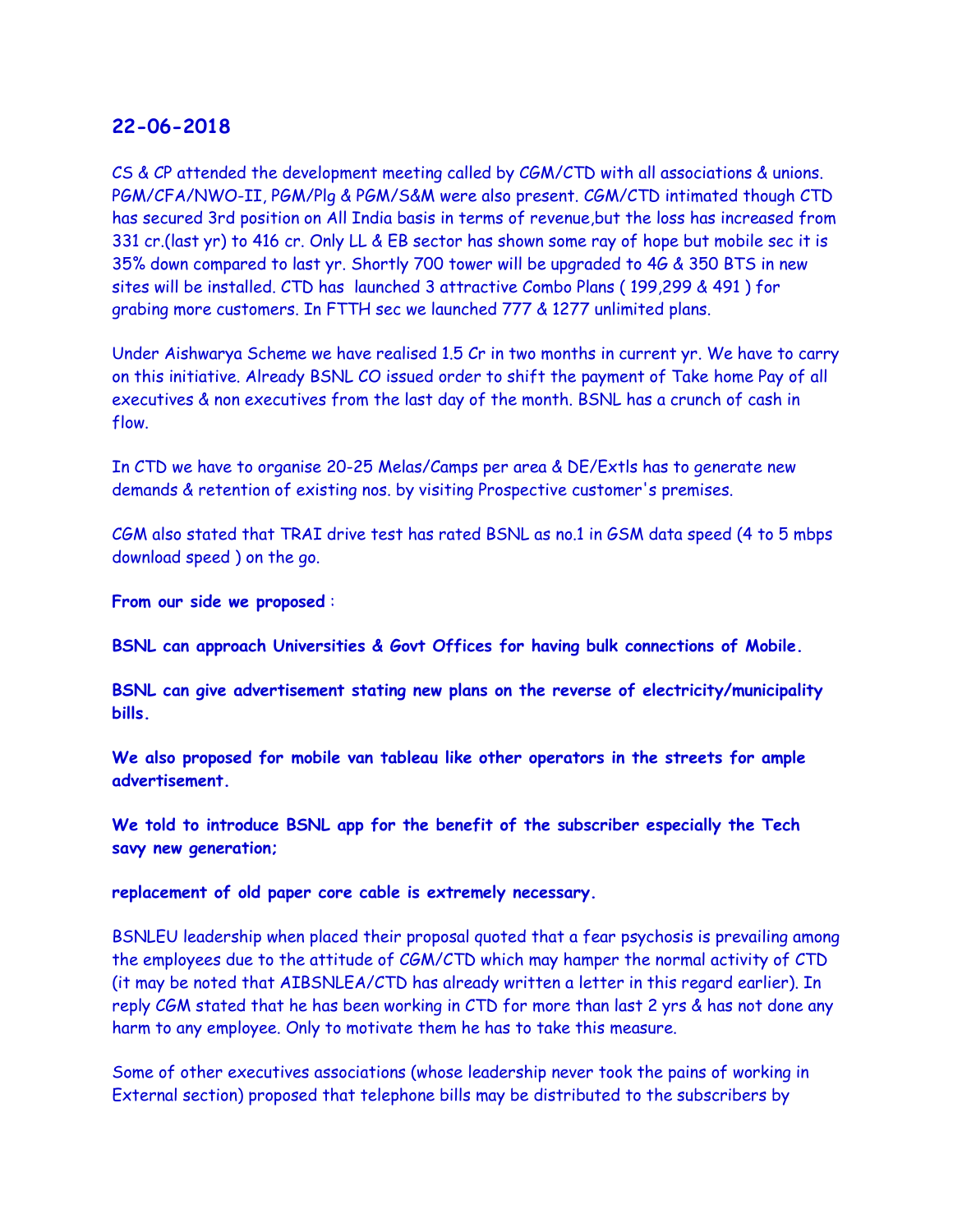## 22-06-2018

CS & CP attended the development meeting called by CGM/CTD with all associations & unions. PGM/CFA/NWO-II, PGM/Plg & PGM/S&M were also present. CGM/CTD intimated though CTD has secured 3rd position on All India basis in terms of revenue,but the loss has increased from 331 cr.(last yr) to 416 cr. Only LL & EB sector has shown some ray of hope but mobile sec it is 35% down compared to last yr. Shortly 700 tower will be upgraded to 4G & 350 BTS in new sites will be installed. CTD has launched 3 attractive Combo Plans ( 199,299 & 491 ) for grabing more customers. In FTTH sec we launched 777 & 1277 unlimited plans.

Under Aishwarya Scheme we have realised 1.5 Cr in two months in current yr. We have to carry on this initiative. Already BSNL CO issued order to shift the payment of Take home Pay of all executives & non executives from the last day of the month. BSNL has a crunch of cash in flow.

In CTD we have to organise 20-25 Melas/Camps per area & DE/Extls has to generate new demands & retention of existing nos. by visiting Prospective customer's premises.

CGM also stated that TRAI drive test has rated BSNL as no.1 in GSM data speed (4 to 5 mbps download speed ) on the go.

**From our side we proposed** :

**BSNL can approach Universities & Govt Offices for having bulk connections of Mobile.**

**BSNL can give advertisement stating new plans on the reverse of electricity/municipality bills.**

**We also proposed for mobile van tableau like other operators in the streets for ample advertisement.**

**We told to introduce BSNL app for the benefit of the subscriber especially the Tech savy new generation;**

**replacement of old paper core cable is extremely necessary.**

BSNLEU leadership when placed their proposal quoted that a fear psychosis is prevailing among the employees due to the attitude of CGM/CTD which may hamper the normal activity of CTD (it may be noted that AIBSNLEA/CTD has already written a letter in this regard earlier). In reply CGM stated that he has been working in CTD for more than last 2 yrs & has not done any harm to any employee. Only to motivate them he has to take this measure.

Some of other executives associations (whose leadership never took the pains of working in External section) proposed that telephone bills may be distributed to the subscribers by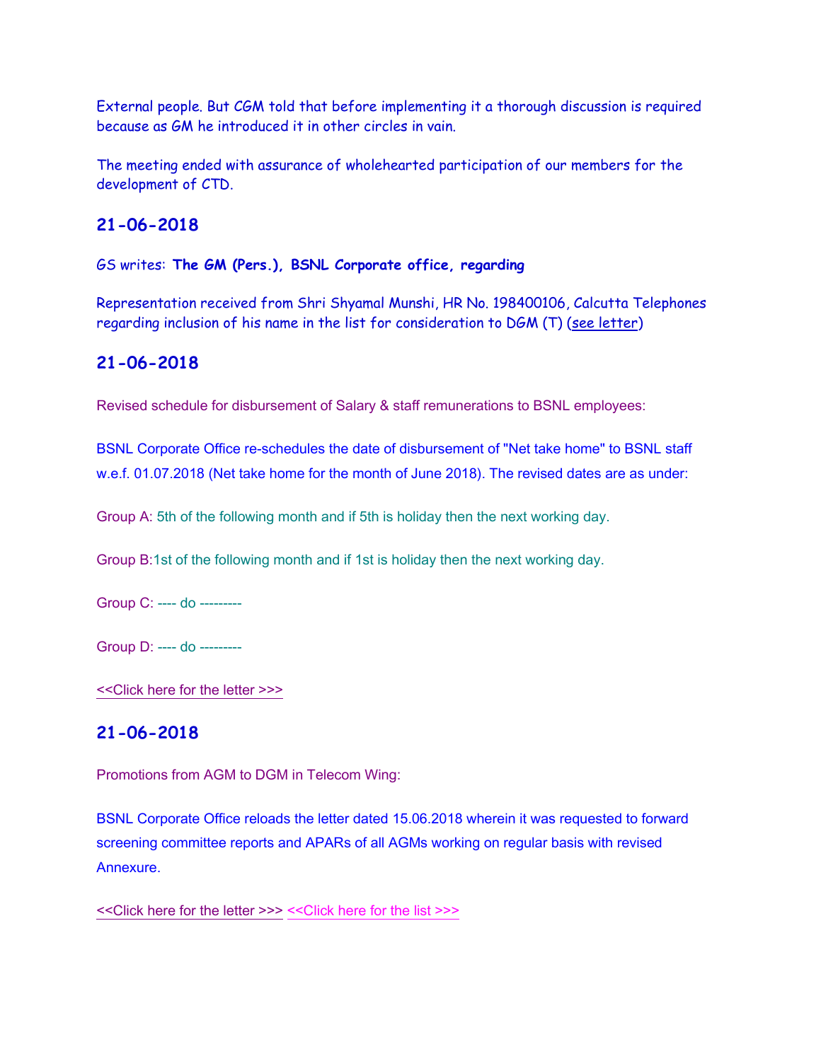External people. But CGM told that before implementing it a thorough discussion is required because as GM he introduced it in other circles in vain.

The meeting ended with assurance of wholehearted participation of our members for the development of CTD.

## 21-06-2018

GS writes: **The GM (Pers.), BSNL Corporate office, regarding**

Representation received from Shri Shyamal Munshi, HR No. 198400106, Calcutta Telephones regarding inclusion of his name in the list for consideration to DGM (T) (see letter)

## 21-06-2018

Revised schedule for disbursement of Salary & staff remunerations to BSNL employees:

BSNL Corporate Office re-schedules the date of disbursement of "Net take home" to BSNL staff w.e.f. 01.07.2018 (Net take home for the month of June 2018). The revised dates are as under:

Group A: 5th of the following month and if 5th is holiday then the next working day.

Group B:1st of the following month and if 1st is holiday then the next working day.

Group C: ---- do ---------

Group D: ---- do ---------

<<Click here for the letter >>>

## 21-06-2018

Promotions from AGM to DGM in Telecom Wing:

BSNL Corporate Office reloads the letter dated 15.06.2018 wherein it was requested to forward screening committee reports and APARs of all AGMs working on regular basis with revised Annexure.

<<Click here for the letter >>> <<Click here for the list >>>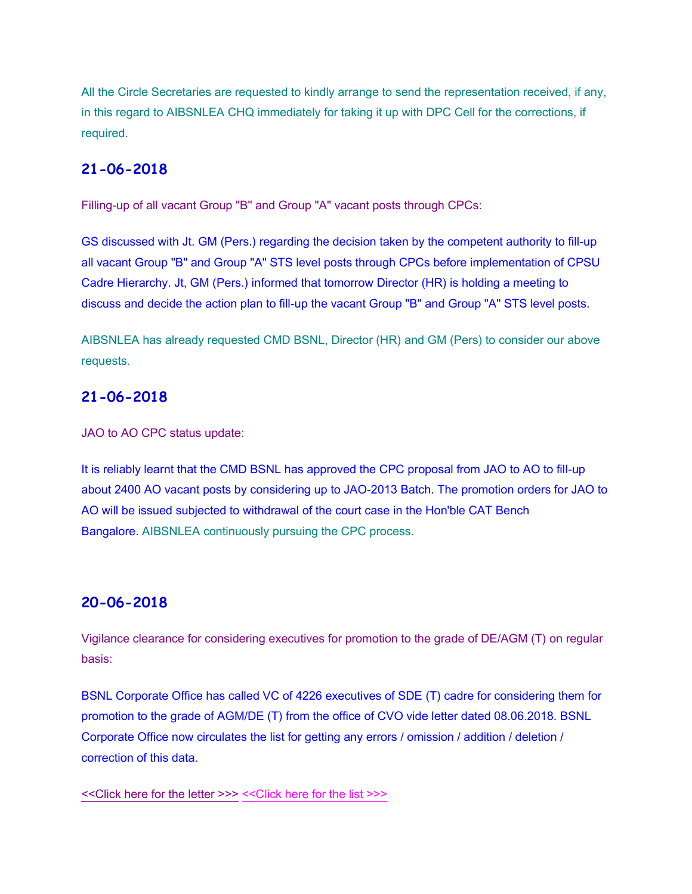All the Circle Secretaries are requested to kindly arrange to send the representation received, if any, in this regard to AIBSNLEA CHQ immediately for taking it up with DPC Cell for the corrections, if required.

## 21-06-2018

Filling-up of all vacant Group "B" and Group "A" vacant posts through CPCs:

GS discussed with Jt. GM (Pers.) regarding the decision taken by the competent authority to fill-up all vacant Group "B" and Group "A" STS level posts through CPCs before implementation of CPSU Cadre Hierarchy. Jt, GM (Pers.) informed that tomorrow Director (HR) is holding a meeting to discuss and decide the action plan to fill-up the vacant Group "B" and Group "A" STS level posts.

AIBSNLEA has already requested CMD BSNL, Director (HR) and GM (Pers) to consider our above requests.

## 21-06-2018

JAO to AO CPC status update:

It is reliably learnt that the CMD BSNL has approved the CPC proposal from JAO to AO to fill-up about 2400 AO vacant posts by considering up to JAO-2013 Batch. The promotion orders for JAO to AO will be issued subjected to withdrawal of the court case in the Hon'ble CAT Bench Bangalore. AIBSNLEA continuously pursuing the CPC process.

## 20-06-2018

Vigilance clearance for considering executives for promotion to the grade of DE/AGM (T) on regular basis:

BSNL Corporate Office has called VC of 4226 executives of SDE (T) cadre for considering them for promotion to the grade of AGM/DE (T) from the office of CVO vide letter dated 08.06.2018. BSNL Corporate Office now circulates the list for getting any errors / omission / addition / deletion / correction of this data.

<<Click here for the letter >>> <<Click here for the list >>>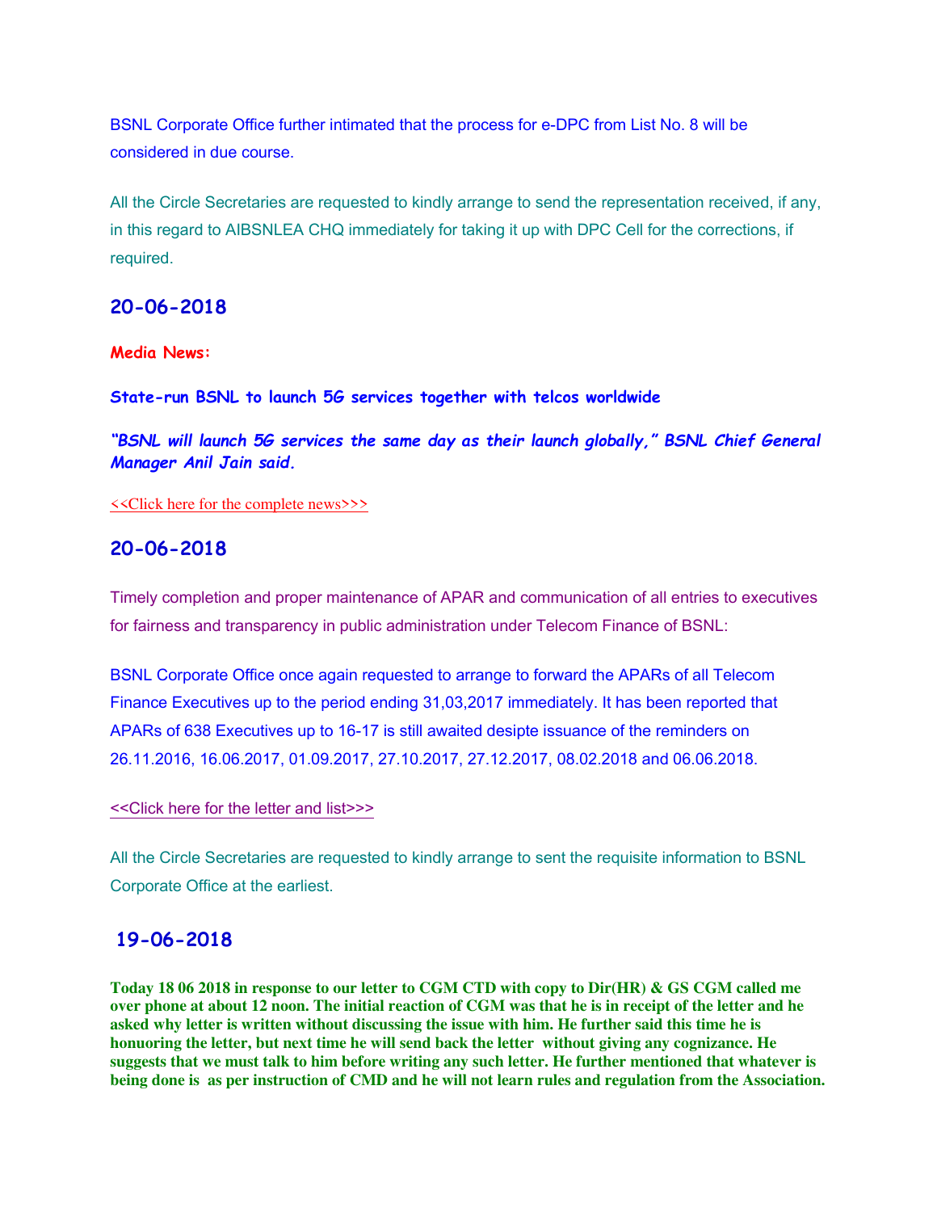BSNL Corporate Office further intimated that the process for e-DPC from List No. 8 will be considered in due course.

All the Circle Secretaries are requested to kindly arrange to send the representation received, if any, in this regard to AIBSNLEA CHQ immediately for taking it up with DPC Cell for the corrections, if required.

## 20-06-2018

**Media News:**

**State-run BSNL to launch 5G services together with telcos worldwide**

***"BSNL will launch 5G services the same day as their launch globally," BSNL Chief General Manager Anil Jain said.***

<<Click here for the complete news>>>

## 20-06-2018

Timely completion and proper maintenance of APAR and communication of all entries to executives for fairness and transparency in public administration under Telecom Finance of BSNL:

BSNL Corporate Office once again requested to arrange to forward the APARs of all Telecom Finance Executives up to the period ending 31,03,2017 immediately. It has been reported that APARs of 638 Executives up to 16-17 is still awaited desipte issuance of the reminders on 26.11.2016, 16.06.2017, 01.09.2017, 27.10.2017, 27.12.2017, 08.02.2018 and 06.06.2018.

<<Click here for the letter and list>>>

All the Circle Secretaries are requested to kindly arrange to sent the requisite information to BSNL Corporate Office at the earliest.

## 19-06-2018

**Today 18 06 2018 in response to our letter to CGM CTD with copy to Dir(HR) & GS CGM called me over phone at about 12 noon. The initial reaction of CGM was that he is in receipt of the letter and he asked why letter is written without discussing the issue with him. He further said this time he is honouring the letter, but next time he will send back the letter without giving any cognizance. He suggests that we must talk to him before writing any such letter. He further mentioned that whatever is being done is as per instruction of CMD and he will not learn rules and regulation from the Association.**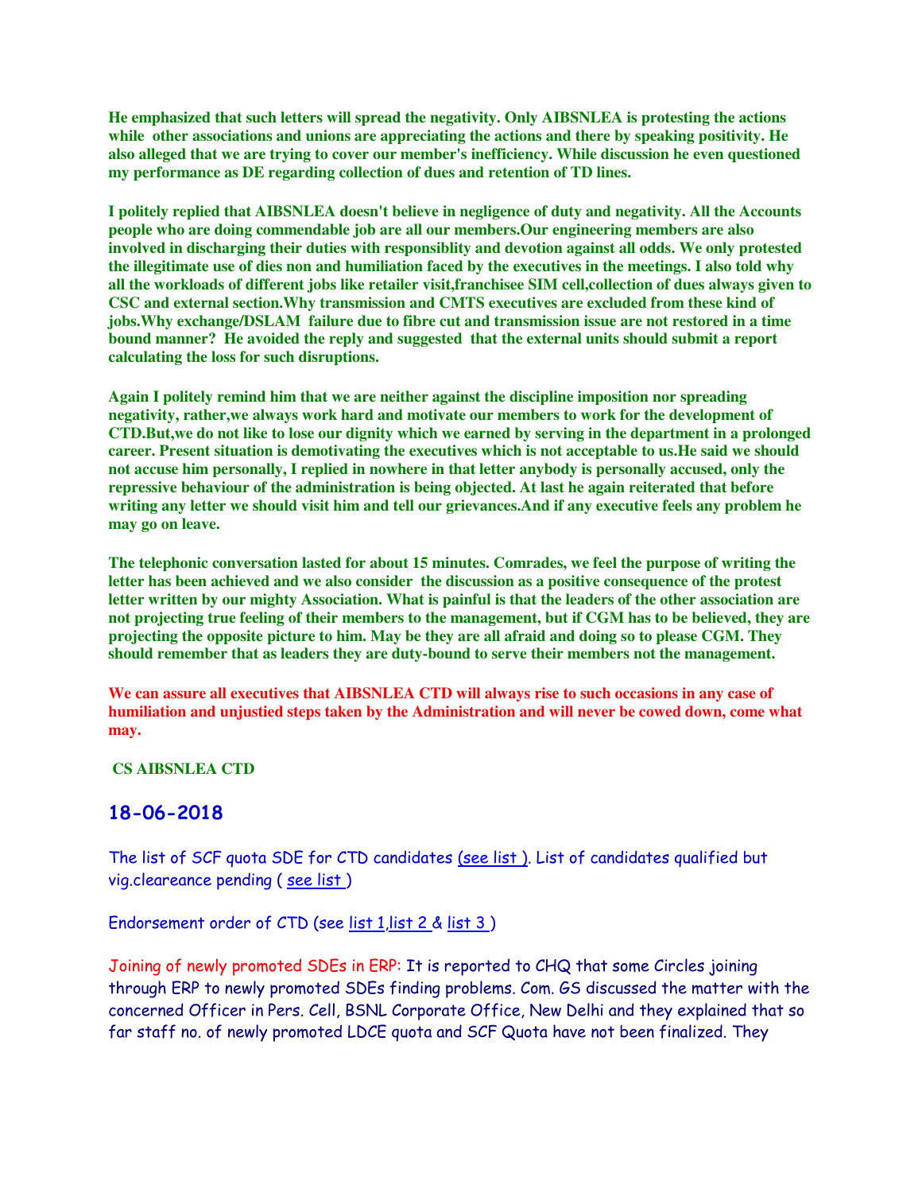**He emphasized that such letters will spread the negativity. Only AIBSNLEA is protesting the actions while other associations and unions are appreciating the actions and there by speaking positivity. He also alleged that we are trying to cover our member's inefficiency. While discussion he even questioned my performance as DE regarding collection of dues and retention of TD lines.**

**I politely replied that AIBSNLEA doesn't believe in negligence of duty and negativity. All the Accounts people who are doing commendable job are all our members.Our engineering members are also involved in discharging their duties with responsiblity and devotion against all odds. We only protested the illegitimate use of dies non and humiliation faced by the executives in the meetings. I also told why all the workloads of different jobs like retailer visit,franchisee SIM cell,collection of dues always given to CSC and external section.Why transmission and CMTS executives are excluded from these kind of jobs.Why exchange/DSLAM failure due to fibre cut and transmission issue are not restored in a time bound manner? He avoided the reply and suggested that the external units should submit a report calculating the loss for such disruptions.**

**Again I politely remind him that we are neither against the discipline imposition nor spreading negativity, rather,we always work hard and motivate our members to work for the development of CTD.But,we do not like to lose our dignity which we earned by serving in the department in a prolonged career. Present situation is demotivating the executives which is not acceptable to us.He said we should not accuse him personally, I replied in nowhere in that letter anybody is personally accused, only the repressive behaviour of the administration is being objected. At last he again reiterated that before writing any letter we should visit him and tell our grievances.And if any executive feels any problem he may go on leave.**

**The telephonic conversation lasted for about 15 minutes. Comrades, we feel the purpose of writing the letter has been achieved and we also consider the discussion as a positive consequence of the protest letter written by our mighty Association. What is painful is that the leaders of the other association are not projecting true feeling of their members to the management, but if CGM has to be believed, they are projecting the opposite picture to him. May be they are all afraid and doing so to please CGM. They should remember that as leaders they are duty-bound to serve their members not the management.**

**We can assure all executives that AIBSNLEA CTD will always rise to such occasions in any case of humiliation and unjustied steps taken by the Administration and will never be cowed down, come what may.**

**CS AIBSNLEA CTD**

## 18-06-2018

The list of SCF quota SDE for CTD candidates (see list ). List of candidates qualified but vig.cleareance pending ( see list )

Endorsement order of CTD (see list 1,list 2 & list 3 )

Joining of newly promoted SDEs in ERP: It is reported to CHQ that some Circles joining through ERP to newly promoted SDEs finding problems. Com. GS discussed the matter with the concerned Officer in Pers. Cell, BSNL Corporate Office, New Delhi and they explained that so far staff no. of newly promoted LDCE quota and SCF Quota have not been finalized. They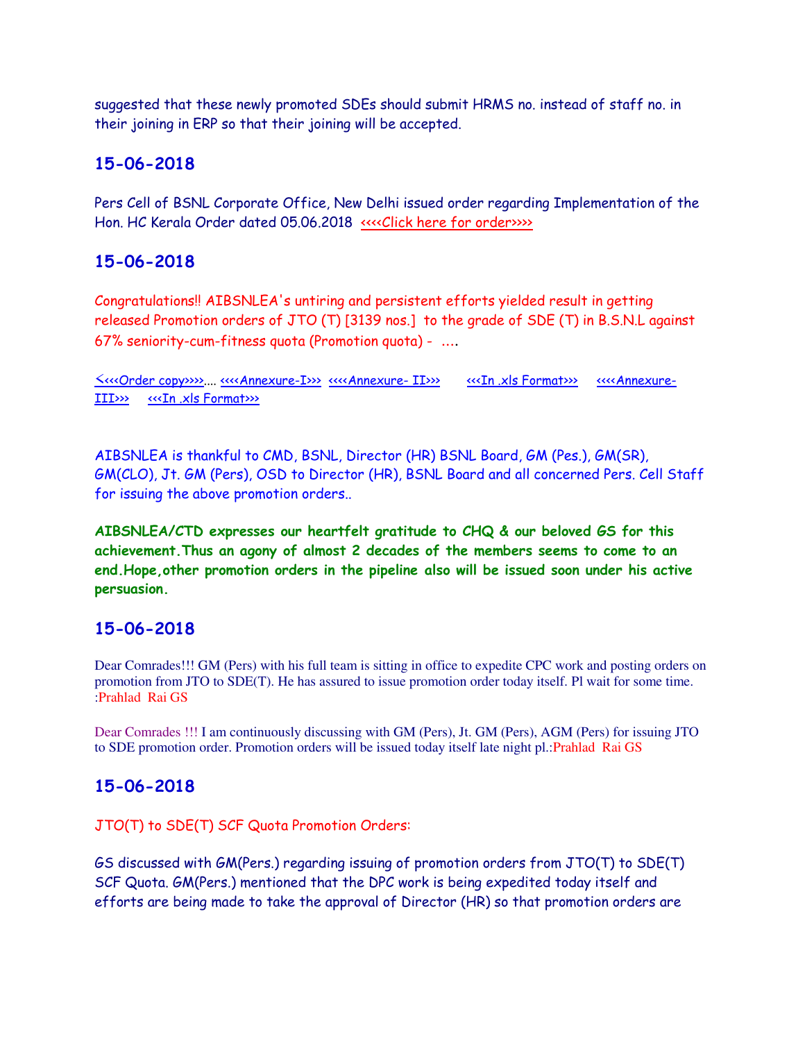suggested that these newly promoted SDEs should submit HRMS no. instead of staff no. in their joining in ERP so that their joining will be accepted.

## 15-06-2018

Pers Cell of BSNL Corporate Office, New Delhi issued order regarding Implementation of the Hon. HC Kerala Order dated 05.06.2018 <<<<Click here for order>>>>

## 15-06-2018

Congratulations!! AIBSNLEA's untiring and persistent efforts yielded result in getting released Promotion orders of JTO (T) [3139 nos.] to the grade of SDE (T) in B.S.N.L against 67% seniority-cum-fitness quota (Promotion quota) - ....

<<<<Order copy>>>>.... <<<<Annexure-I>>> <<<<Annexure- II>>> <<<In .xls Format>>> <<<<Annexure-III>>> <<<In .xls Format>>>

AIBSNLEA is thankful to CMD, BSNL, Director (HR) BSNL Board, GM (Pes.), GM(SR), GM(CLO), Jt. GM (Pers), OSD to Director (HR), BSNL Board and all concerned Pers. Cell Staff for issuing the above promotion orders..

**AIBSNLEA/CTD expresses our heartfelt gratitude to CHQ & our beloved GS for this achievement.Thus an agony of almost 2 decades of the members seems to come to an end.Hope,other promotion orders in the pipeline also will be issued soon under his active persuasion.**

## 15-06-2018

Dear Comrades!!! GM (Pers) with his full team is sitting in office to expedite CPC work and posting orders on promotion from JTO to SDE(T). He has assured to issue promotion order today itself. Pl wait for some time. :Prahlad Rai GS

Dear Comrades !!! I am continuously discussing with GM (Pers), Jt. GM (Pers), AGM (Pers) for issuing JTO to SDE promotion order. Promotion orders will be issued today itself late night pl.:Prahlad Rai GS

## 15-06-2018

JTO(T) to SDE(T) SCF Quota Promotion Orders:

GS discussed with GM(Pers.) regarding issuing of promotion orders from JTO(T) to SDE(T) SCF Quota. GM(Pers.) mentioned that the DPC work is being expedited today itself and efforts are being made to take the approval of Director (HR) so that promotion orders are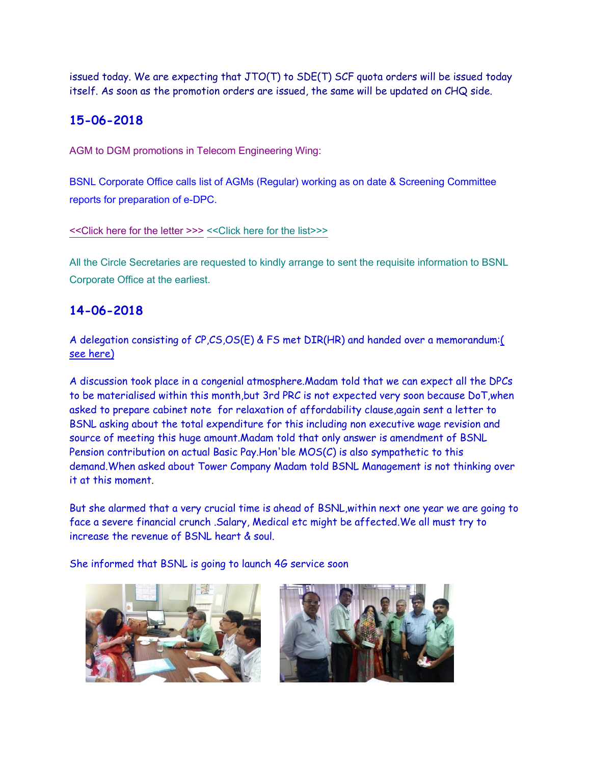issued today. We are expecting that JTO(T) to SDE(T) SCF quota orders will be issued today itself. As soon as the promotion orders are issued, the same will be updated on CHQ side.

## 15-06-2018

AGM to DGM promotions in Telecom Engineering Wing:

BSNL Corporate Office calls list of AGMs (Regular) working as on date & Screening Committee reports for preparation of e-DPC.

<<Click here for the letter >>> <<Click here for the list>>>

All the Circle Secretaries are requested to kindly arrange to sent the requisite information to BSNL Corporate Office at the earliest.

## 14-06-2018

A delegation consisting of CP,CS,OS(E) & FS met DIR(HR) and handed over a memorandum:( see here)

A discussion took place in a congenial atmosphere.Madam told that we can expect all the DPCs to be materialised within this month,but 3rd PRC is not expected very soon because DoT,when asked to prepare cabinet note for relaxation of affordability clause,again sent a letter to BSNL asking about the total expenditure for this including non executive wage revision and source of meeting this huge amount.Madam told that only answer is amendment of BSNL Pension contribution on actual Basic Pay.Hon'ble MOS(C) is also sympathetic to this demand.When asked about Tower Company Madam told BSNL Management is not thinking over it at this moment.

But she alarmed that a very crucial time is ahead of BSNL,within next one year we are going to face a severe financial crunch .Salary, Medical etc might be affected.We all must try to increase the revenue of BSNL heart & soul.

She informed that BSNL is going to launch 4G service soon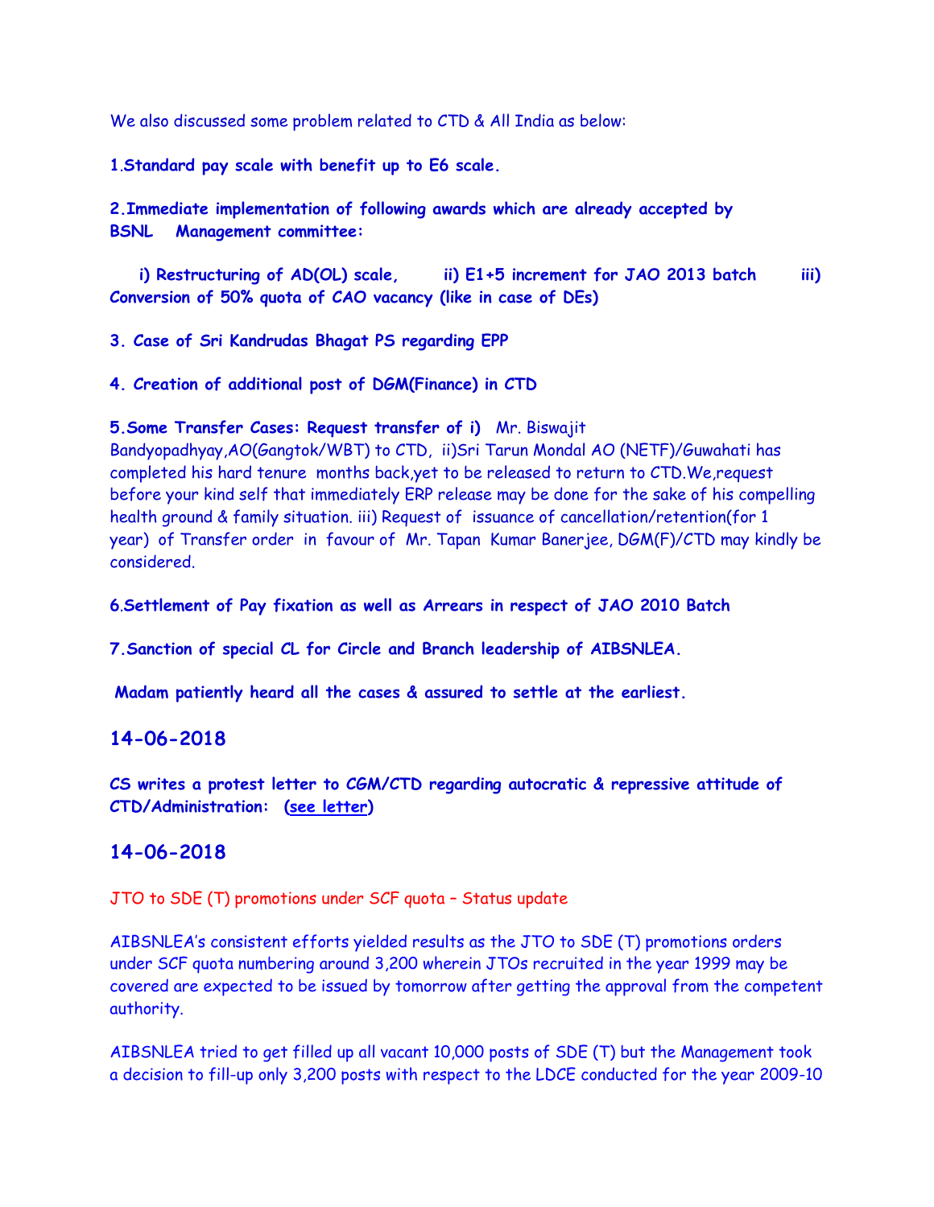We also discussed some problem related to CTD & All India as below:

**1.Standard pay scale with benefit up to E6 scale.**

**2.Immediate implementation of following awards which are already accepted by BSNL Management committee:**

**i) Restructuring of AD(OL) scale, ii) E1+5 increment for JAO 2013 batch iii) Conversion of 50% quota of CAO vacancy (like in case of DEs)**

**3. Case of Sri Kandrudas Bhagat PS regarding EPP**

**4. Creation of additional post of DGM(Finance) in CTD**

**5.Some Transfer Cases: Request transfer of i)** Mr. Biswajit Bandyopadhyay,AO(Gangtok/WBT) to CTD, ii)Sri Tarun Mondal AO (NETF)/Guwahati has completed his hard tenure months back,yet to be released to return to CTD.We,request before your kind self that immediately ERP release may be done for the sake of his compelling health ground & family situation. iii) Request of issuance of cancellation/retention(for 1 year) of Transfer order in favour of Mr. Tapan Kumar Banerjee, DGM(F)/CTD may kindly be considered.

**6.Settlement of Pay fixation as well as Arrears in respect of JAO 2010 Batch**

**7.Sanction of special CL for Circle and Branch leadership of AIBSNLEA.**

**Madam patiently heard all the cases & assured to settle at the earliest.**

## 14-06-2018

**CS writes a protest letter to CGM/CTD regarding autocratic & repressive attitude of CTD/Administration: (see letter)**

## 14-06-2018

JTO to SDE (T) promotions under SCF quota – Status update

AIBSNLEA's consistent efforts yielded results as the JTO to SDE (T) promotions orders under SCF quota numbering around 3,200 wherein JTOs recruited in the year 1999 may be covered are expected to be issued by tomorrow after getting the approval from the competent authority.

AIBSNLEA tried to get filled up all vacant 10,000 posts of SDE (T) but the Management took a decision to fill-up only 3,200 posts with respect to the LDCE conducted for the year 2009-10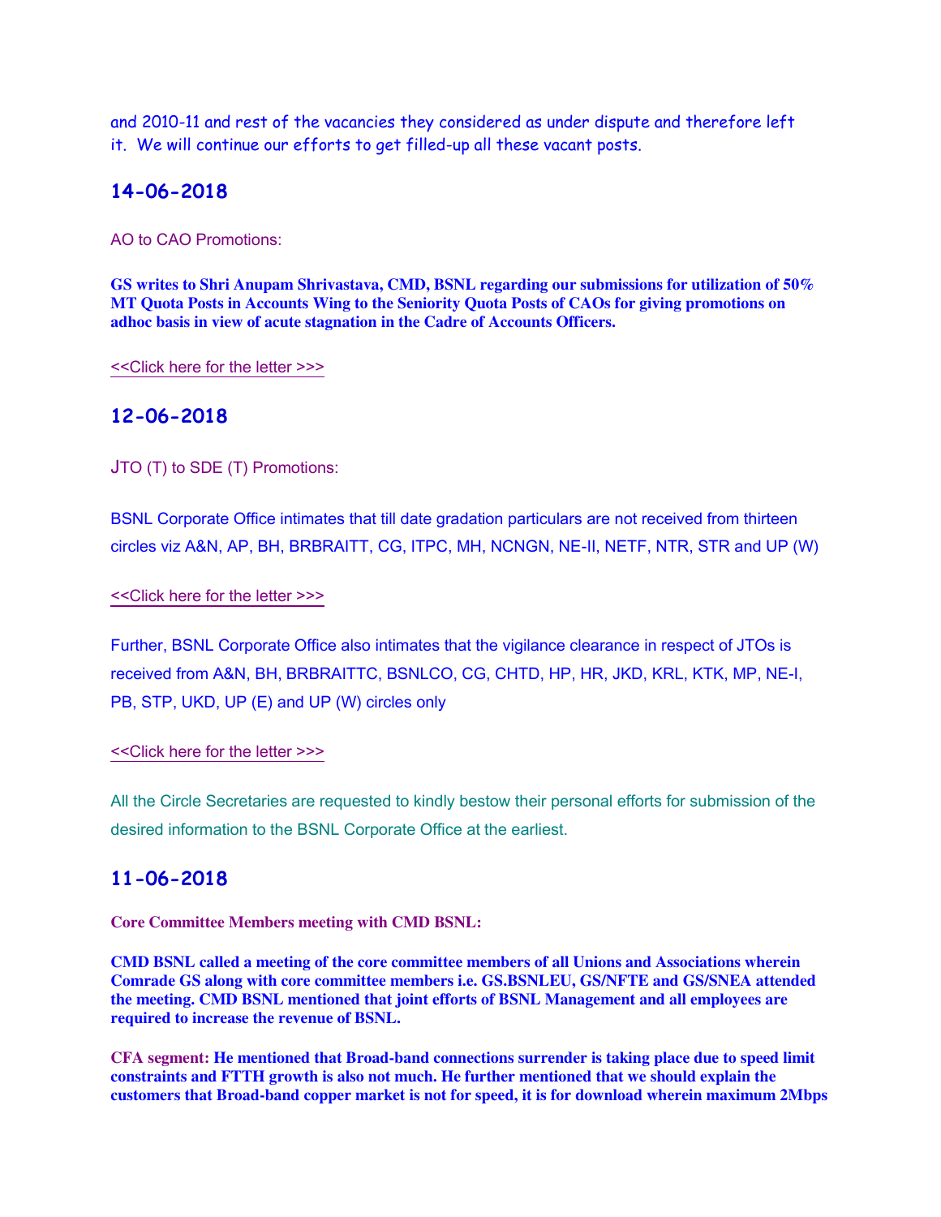and 2010-11 and rest of the vacancies they considered as under dispute and therefore left it. We will continue our efforts to get filled-up all these vacant posts.

## 14-06-2018

AO to CAO Promotions:

**GS writes to Shri Anupam Shrivastava, CMD, BSNL regarding our submissions for utilization of 50% MT Quota Posts in Accounts Wing to the Seniority Quota Posts of CAOs for giving promotions on adhoc basis in view of acute stagnation in the Cadre of Accounts Officers.**

<<Click here for the letter >>>

## 12-06-2018

JTO (T) to SDE (T) Promotions:

BSNL Corporate Office intimates that till date gradation particulars are not received from thirteen circles viz A&N, AP, BH, BRBRAITT, CG, ITPC, MH, NCNGN, NE-II, NETF, NTR, STR and UP (W)

<<Click here for the letter >>>

Further, BSNL Corporate Office also intimates that the vigilance clearance in respect of JTOs is received from A&N, BH, BRBRAITTC, BSNLCO, CG, CHTD, HP, HR, JKD, KRL, KTK, MP, NE-I, PB, STP, UKD, UP (E) and UP (W) circles only

<<Click here for the letter >>>

All the Circle Secretaries are requested to kindly bestow their personal efforts for submission of the desired information to the BSNL Corporate Office at the earliest.

## 11-06-2018

**Core Committee Members meeting with CMD BSNL:**

**CMD BSNL called a meeting of the core committee members of all Unions and Associations wherein Comrade GS along with core committee members i.e. GS.BSNLEU, GS/NFTE and GS/SNEA attended the meeting. CMD BSNL mentioned that joint efforts of BSNL Management and all employees are required to increase the revenue of BSNL.**

**CFA segment: He mentioned that Broad-band connections surrender is taking place due to speed limit constraints and FTTH growth is also not much. He further mentioned that we should explain the customers that Broad-band copper market is not for speed, it is for download wherein maximum 2Mbps**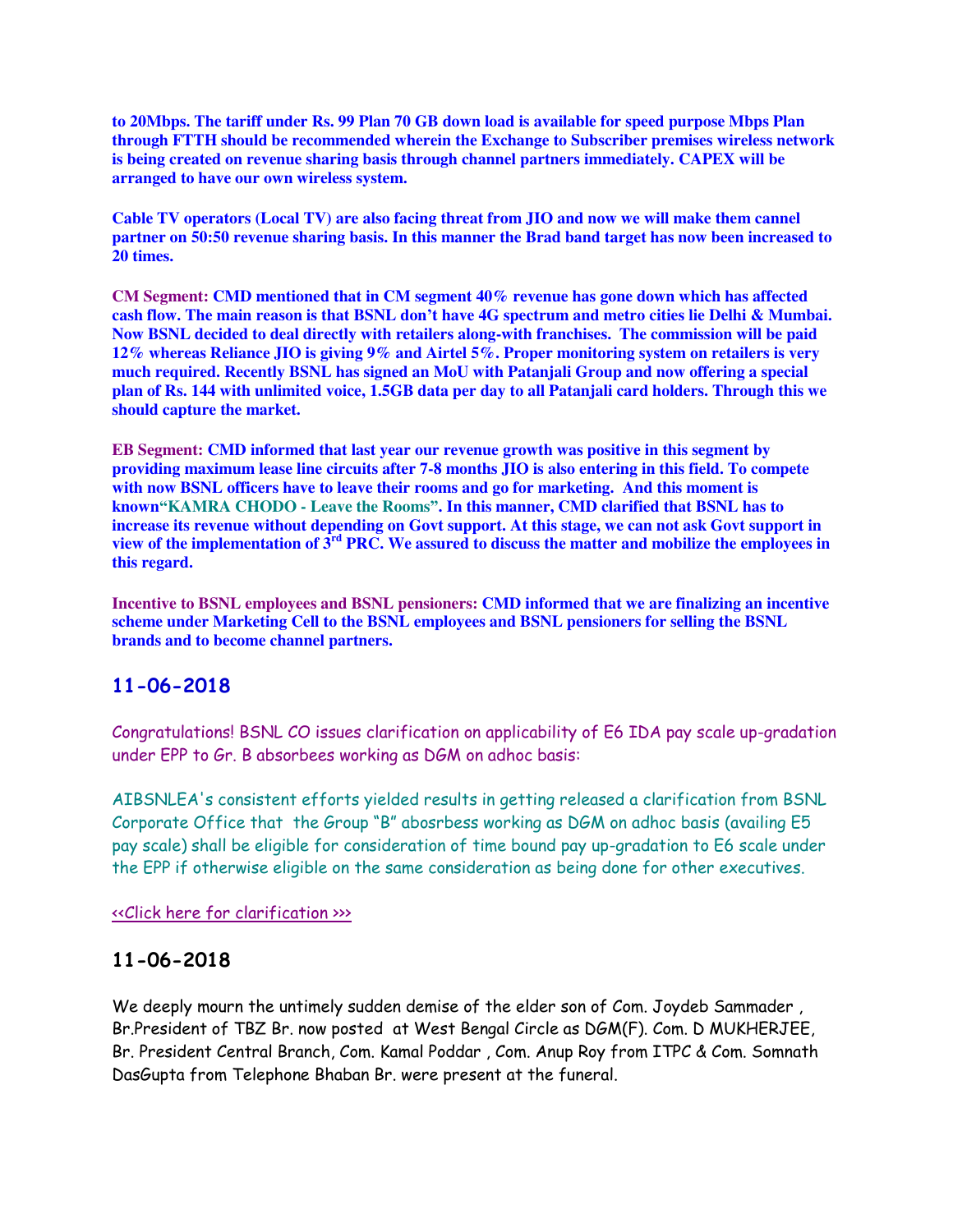**to 20Mbps. The tariff under Rs. 99 Plan 70 GB down load is available for speed purpose Mbps Plan through FTTH should be recommended wherein the Exchange to Subscriber premises wireless network is being created on revenue sharing basis through channel partners immediately. CAPEX will be arranged to have our own wireless system.**

**Cable TV operators (Local TV) are also facing threat from JIO and now we will make them cannel partner on 50:50 revenue sharing basis. In this manner the Brad band target has now been increased to 20 times.**

**CM Segment: CMD mentioned that in CM segment 40% revenue has gone down which has affected cash flow. The main reason is that BSNL don't have 4G spectrum and metro cities lie Delhi & Mumbai. Now BSNL decided to deal directly with retailers along-with franchises. The commission will be paid 12% whereas Reliance JIO is giving 9% and Airtel 5%. Proper monitoring system on retailers is very much required. Recently BSNL has signed an MoU with Patanjali Group and now offering a special plan of Rs. 144 with unlimited voice, 1.5GB data per day to all Patanjali card holders. Through this we should capture the market.**

**EB Segment: CMD informed that last year our revenue growth was positive in this segment by providing maximum lease line circuits after 7-8 months JIO is also entering in this field. To compete with now BSNL officers have to leave their rooms and go for marketing. And this moment is known"KAMRA CHODO - Leave the Rooms". In this manner, CMD clarified that BSNL has to increase its revenue without depending on Govt support. At this stage, we can not ask Govt support in view of the implementation of 3rd PRC. We assured to discuss the matter and mobilize the employees in this regard.**

**Incentive to BSNL employees and BSNL pensioners: CMD informed that we are finalizing an incentive scheme under Marketing Cell to the BSNL employees and BSNL pensioners for selling the BSNL brands and to become channel partners.**

## 11-06-2018

Congratulations! BSNL CO issues clarification on applicability of E6 IDA pay scale up-gradation under EPP to Gr. B absorbees working as DGM on adhoc basis:

AIBSNLEA's consistent efforts yielded results in getting released a clarification from BSNL Corporate Office that the Group "B" abosrbess working as DGM on adhoc basis (availing E5 pay scale) shall be eligible for consideration of time bound pay up-gradation to E6 scale under the EPP if otherwise eligible on the same consideration as being done for other executives.

<<Click here for clarification >>>

## 11-06-2018

We deeply mourn the untimely sudden demise of the elder son of Com. Joydeb Sammader , Br.President of TBZ Br. now posted at West Bengal Circle as DGM(F). Com. D MUKHERJEE, Br. President Central Branch, Com. Kamal Poddar , Com. Anup Roy from ITPC & Com. Somnath DasGupta from Telephone Bhaban Br. were present at the funeral.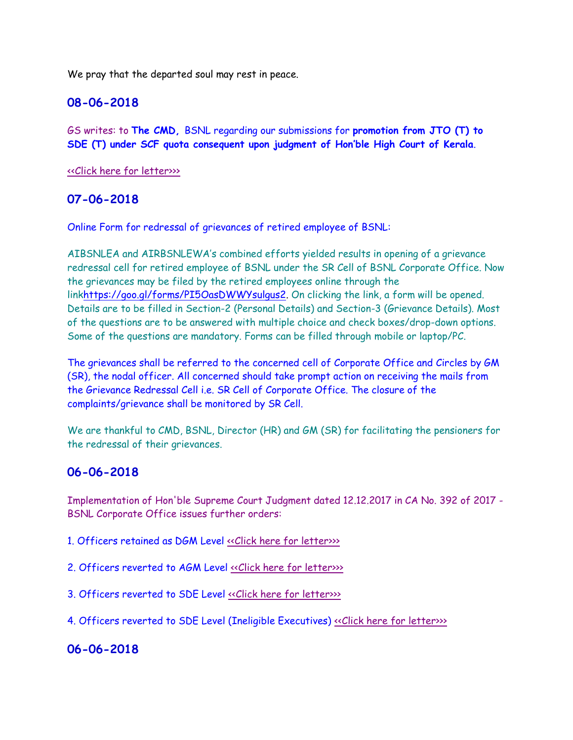We pray that the departed soul may rest in peace.

## 08-06-2018

GS writes: to **The CMD,** BSNL regarding our submissions for **promotion from JTO (T) to SDE (T) under SCF quota consequent upon judgment of Hon'ble High Court of Kerala**.

<<Click here for letter>>>

## 07-06-2018

Online Form for redressal of grievances of retired employee of BSNL:

AIBSNLEA and AIRBSNLEWA's combined efforts yielded results in opening of a grievance redressal cell for retired employee of BSNL under the SR Cell of BSNL Corporate Office. Now the grievances may be filed by the retired employees online through the linkhttps://goo.gl/forms/PI5OasDWWYsulgus2. On clicking the link, a form will be opened. Details are to be filled in Section-2 (Personal Details) and Section-3 (Grievance Details). Most of the questions are to be answered with multiple choice and check boxes/drop-down options. Some of the questions are mandatory. Forms can be filled through mobile or laptop/PC.

The grievances shall be referred to the concerned cell of Corporate Office and Circles by GM (SR), the nodal officer. All concerned should take prompt action on receiving the mails from the Grievance Redressal Cell i.e. SR Cell of Corporate Office. The closure of the complaints/grievance shall be monitored by SR Cell.

We are thankful to CMD, BSNL, Director (HR) and GM (SR) for facilitating the pensioners for the redressal of their grievances.

## 06-06-2018

Implementation of Hon'ble Supreme Court Judgment dated 12.12.2017 in CA No. 392 of 2017 - BSNL Corporate Office issues further orders:

1. Officers retained as DGM Level <<Click here for letter>>>

2. Officers reverted to AGM Level <<Click here for letter>>>

3. Officers reverted to SDE Level <<Click here for letter>>>

4. Officers reverted to SDE Level (Ineligible Executives) <<Click here for letter>>>

## 06-06-2018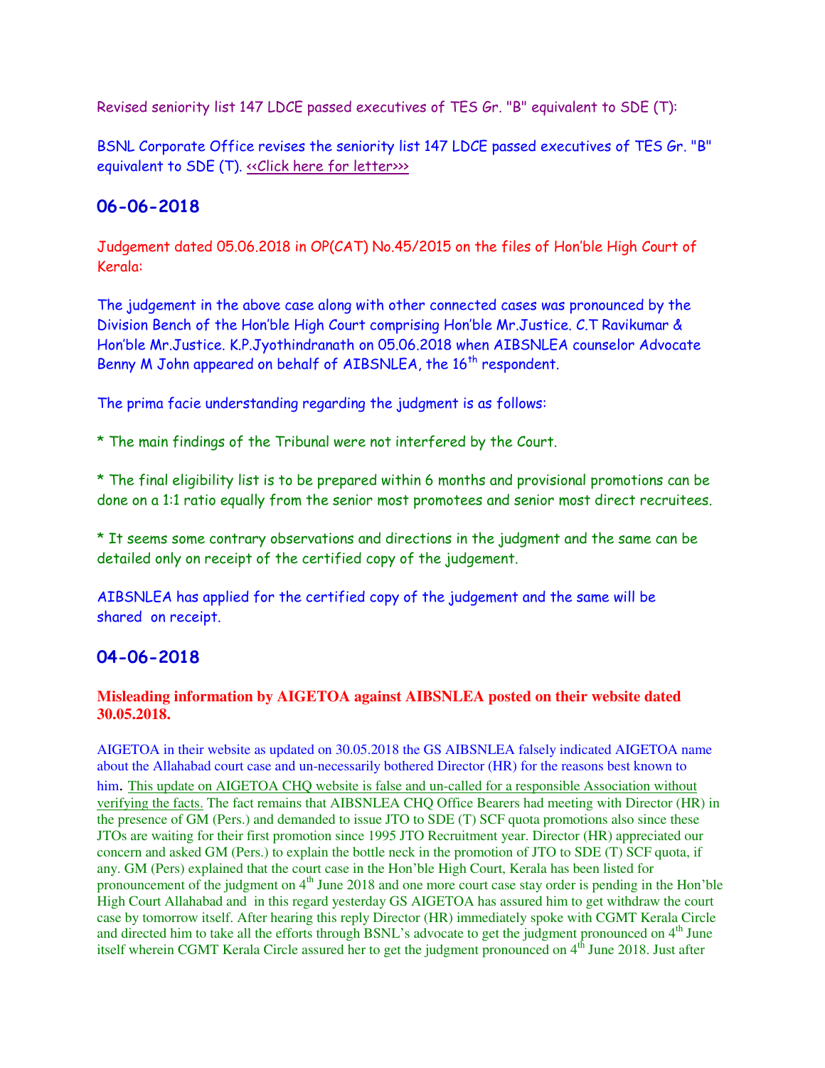Revised seniority list 147 LDCE passed executives of TES Gr. "B" equivalent to SDE (T):

BSNL Corporate Office revises the seniority list 147 LDCE passed executives of TES Gr. "B" equivalent to SDE (T). <<Click here for letter>>>

## 06-06-2018

Judgement dated 05.06.2018 in OP(CAT) No.45/2015 on the files of Hon'ble High Court of Kerala:

The judgement in the above case along with other connected cases was pronounced by the Division Bench of the Hon'ble High Court comprising Hon'ble Mr.Justice. C.T Ravikumar & Hon'ble Mr.Justice. K.P.Jyothindranath on 05.06.2018 when AIBSNLEA counselor Advocate Benny M John appeared on behalf of AIBSNLEA, the 16th respondent.

The prima facie understanding regarding the judgment is as follows:

* The main findings of the Tribunal were not interfered by the Court.

* The final eligibility list is to be prepared within 6 months and provisional promotions can be done on a 1:1 ratio equally from the senior most promotees and senior most direct recruitees.

* It seems some contrary observations and directions in the judgment and the same can be detailed only on receipt of the certified copy of the judgement.

AIBSNLEA has applied for the certified copy of the judgement and the same will be shared on receipt.

## 04-06-2018

**Misleading information by AIGETOA against AIBSNLEA posted on their website dated 30.05.2018.**

AIGETOA in their website as updated on 30.05.2018 the GS AIBSNLEA falsely indicated AIGETOA name about the Allahabad court case and un-necessarily bothered Director (HR) for the reasons best known to him. This update on AIGETOA CHQ website is false and un-called for a responsible Association without verifying the facts. The fact remains that AIBSNLEA CHQ Office Bearers had meeting with Director (HR) in the presence of GM (Pers.) and demanded to issue JTO to SDE (T) SCF quota promotions also since these JTOs are waiting for their first promotion since 1995 JTO Recruitment year. Director (HR) appreciated our concern and asked GM (Pers.) to explain the bottle neck in the promotion of JTO to SDE (T) SCF quota, if any. GM (Pers) explained that the court case in the Hon'ble High Court, Kerala has been listed for pronouncement of the judgment on 4th June 2018 and one more court case stay order is pending in the Hon'ble High Court Allahabad and in this regard yesterday GS AIGETOA has assured him to get withdraw the court case by tomorrow itself. After hearing this reply Director (HR) immediately spoke with CGMT Kerala Circle and directed him to take all the efforts through BSNL's advocate to get the judgment pronounced on 4th June itself wherein CGMT Kerala Circle assured her to get the judgment pronounced on 4th June 2018. Just after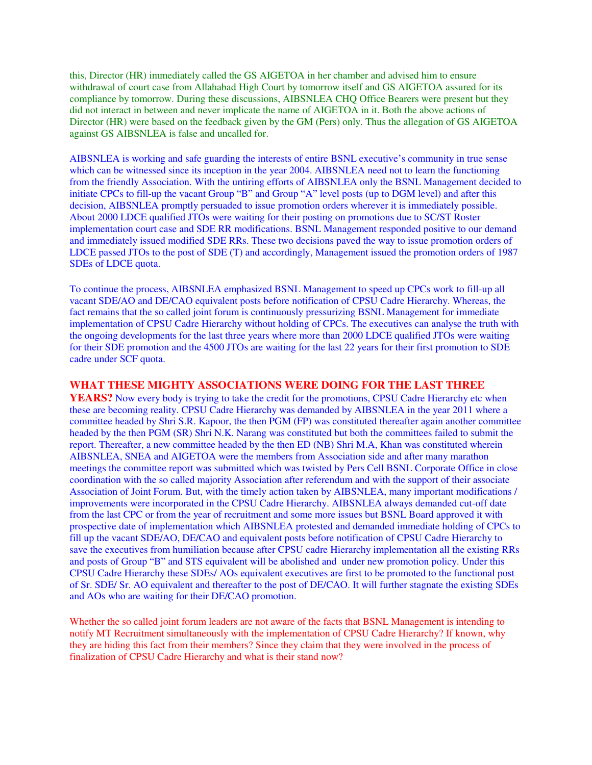this, Director (HR) immediately called the GS AIGETOA in her chamber and advised him to ensure withdrawal of court case from Allahabad High Court by tomorrow itself and GS AIGETOA assured for its compliance by tomorrow. During these discussions, AIBSNLEA CHQ Office Bearers were present but they did not interact in between and never implicate the name of AIGETOA in it. Both the above actions of Director (HR) were based on the feedback given by the GM (Pers) only. Thus the allegation of GS AIGETOA against GS AIBSNLEA is false and uncalled for.

AIBSNLEA is working and safe guarding the interests of entire BSNL executive's community in true sense which can be witnessed since its inception in the year 2004. AIBSNLEA need not to learn the functioning from the friendly Association. With the untiring efforts of AIBSNLEA only the BSNL Management decided to initiate CPCs to fill-up the vacant Group "B" and Group "A" level posts (up to DGM level) and after this decision, AIBSNLEA promptly persuaded to issue promotion orders wherever it is immediately possible. About 2000 LDCE qualified JTOs were waiting for their posting on promotions due to SC/ST Roster implementation court case and SDE RR modifications. BSNL Management responded positive to our demand and immediately issued modified SDE RRs. These two decisions paved the way to issue promotion orders of LDCE passed JTOs to the post of SDE (T) and accordingly, Management issued the promotion orders of 1987 SDEs of LDCE quota.

To continue the process, AIBSNLEA emphasized BSNL Management to speed up CPCs work to fill-up all vacant SDE/AO and DE/CAO equivalent posts before notification of CPSU Cadre Hierarchy. Whereas, the fact remains that the so called joint forum is continuously pressurizing BSNL Management for immediate implementation of CPSU Cadre Hierarchy without holding of CPCs. The executives can analyse the truth with the ongoing developments for the last three years where more than 2000 LDCE qualified JTOs were waiting for their SDE promotion and the 4500 JTOs are waiting for the last 22 years for their first promotion to SDE cadre under SCF quota.

**WHAT THESE MIGHTY ASSOCIATIONS WERE DOING FOR THE LAST THREE YEARS?** Now every body is trying to take the credit for the promotions, CPSU Cadre Hierarchy etc when these are becoming reality. CPSU Cadre Hierarchy was demanded by AIBSNLEA in the year 2011 where a committee headed by Shri S.R. Kapoor, the then PGM (FP) was constituted thereafter again another committee headed by the then PGM (SR) Shri N.K. Narang was constituted but both the committees failed to submit the report. Thereafter, a new committee headed by the then ED (NB) Shri M.A, Khan was constituted wherein AIBSNLEA, SNEA and AIGETOA were the members from Association side and after many marathon meetings the committee report was submitted which was twisted by Pers Cell BSNL Corporate Office in close coordination with the so called majority Association after referendum and with the support of their associate Association of Joint Forum. But, with the timely action taken by AIBSNLEA, many important modifications / improvements were incorporated in the CPSU Cadre Hierarchy. AIBSNLEA always demanded cut-off date from the last CPC or from the year of recruitment and some more issues but BSNL Board approved it with prospective date of implementation which AIBSNLEA protested and demanded immediate holding of CPCs to fill up the vacant SDE/AO, DE/CAO and equivalent posts before notification of CPSU Cadre Hierarchy to save the executives from humiliation because after CPSU cadre Hierarchy implementation all the existing RRs and posts of Group "B" and STS equivalent will be abolished and under new promotion policy. Under this CPSU Cadre Hierarchy these SDEs/ AOs equivalent executives are first to be promoted to the functional post of Sr. SDE/ Sr. AO equivalent and thereafter to the post of DE/CAO. It will further stagnate the existing SDEs and AOs who are waiting for their DE/CAO promotion.

Whether the so called joint forum leaders are not aware of the facts that BSNL Management is intending to notify MT Recruitment simultaneously with the implementation of CPSU Cadre Hierarchy? If known, why they are hiding this fact from their members? Since they claim that they were involved in the process of finalization of CPSU Cadre Hierarchy and what is their stand now?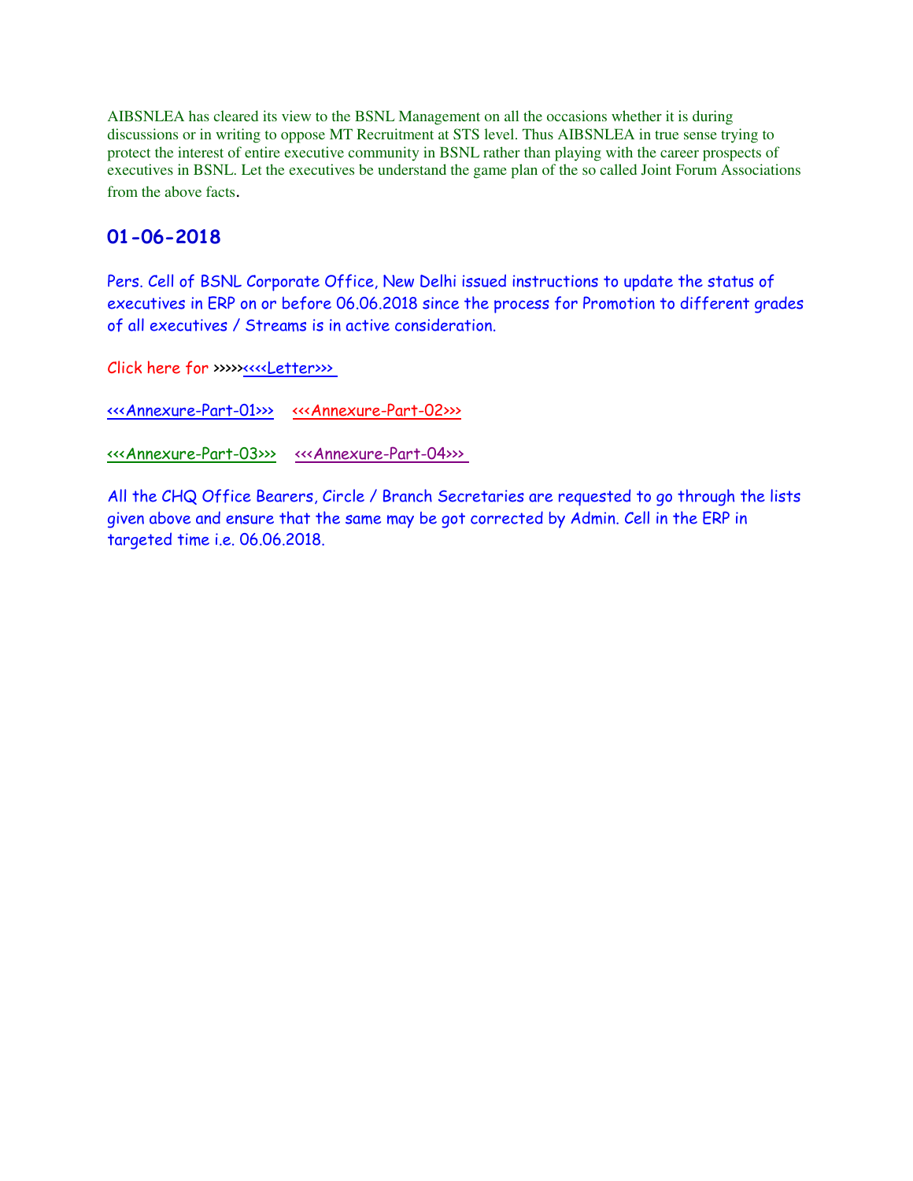AIBSNLEA has cleared its view to the BSNL Management on all the occasions whether it is during discussions or in writing to oppose MT Recruitment at STS level. Thus AIBSNLEA in true sense trying to protect the interest of entire executive community in BSNL rather than playing with the career prospects of executives in BSNL. Let the executives be understand the game plan of the so called Joint Forum Associations from the above facts.

## 01-06-2018

Pers. Cell of BSNL Corporate Office, New Delhi issued instructions to update the status of executives in ERP on or before 06.06.2018 since the process for Promotion to different grades of all executives / Streams is in active consideration.

Click here for >>>>><<<<Letter>>>

<<<Annexure-Part-01>>> <<<Annexure-Part-02>>>

<<<Annexure-Part-03>>> <<<Annexure-Part-04>>>

All the CHQ Office Bearers, Circle / Branch Secretaries are requested to go through the lists given above and ensure that the same may be got corrected by Admin. Cell in the ERP in targeted time i.e. 06.06.2018.